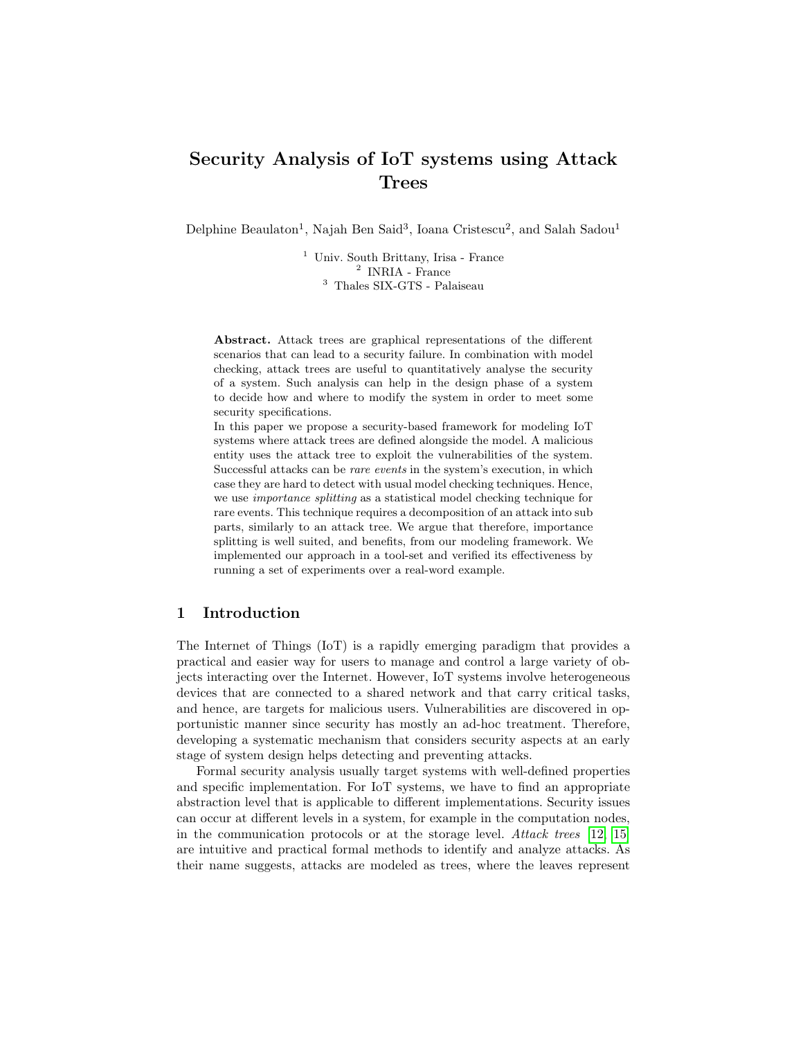# Security Analysis of IoT systems using Attack Trees

Delphine Beaulaton[1], Najah Ben Said[3], Ioana Cristescu[2], and Salah Sadou[1]

[1] Univ. South Brittany, Irisa - France
[2] INRIA - France
[3] Thales SIX-GTS - Palaiseau

**Abstract.** Attack trees are graphical representations of the different scenarios that can lead to a security failure. In combination with model checking, attack trees are useful to quantitatively analyse the security of a system. Such analysis can help in the design phase of a system to decide how and where to modify the system in order to meet some security specifications.
In this paper we propose a security-based framework for modeling IoT systems where attack trees are defined alongside the model. A malicious entity uses the attack tree to exploit the vulnerabilities of the system. Successful attacks can be *rare events* in the system's execution, in which case they are hard to detect with usual model checking techniques. Hence, we use *importance splitting* as a statistical model checking technique for rare events. This technique requires a decomposition of an attack into sub parts, similarly to an attack tree. We argue that therefore, importance splitting is well suited, and benefits, from our modeling framework. We implemented our approach in a tool-set and verified its effectiveness by running a set of experiments over a real-word example.

## 1 Introduction

The Internet of Things (IoT) is a rapidly emerging paradigm that provides a practical and easier way for users to manage and control a large variety of objects interacting over the Internet. However, IoT systems involve heterogeneous devices that are connected to a shared network and that carry critical tasks, and hence, are targets for malicious users. Vulnerabilities are discovered in opportunistic manner since security has mostly an ad-hoc treatment. Therefore, developing a systematic mechanism that considers security aspects at an early stage of system design helps detecting and preventing attacks.

Formal security analysis usually target systems with well-defined properties and specific implementation. For IoT systems, we have to find an appropriate abstraction level that is applicable to different implementations. Security issues can occur at different levels in a system, for example in the computation nodes, in the communication protocols or at the storage level. *Attack trees* [12, 15] are intuitive and practical formal methods to identify and analyze attacks. As their name suggests, attacks are modeled as trees, where the leaves represent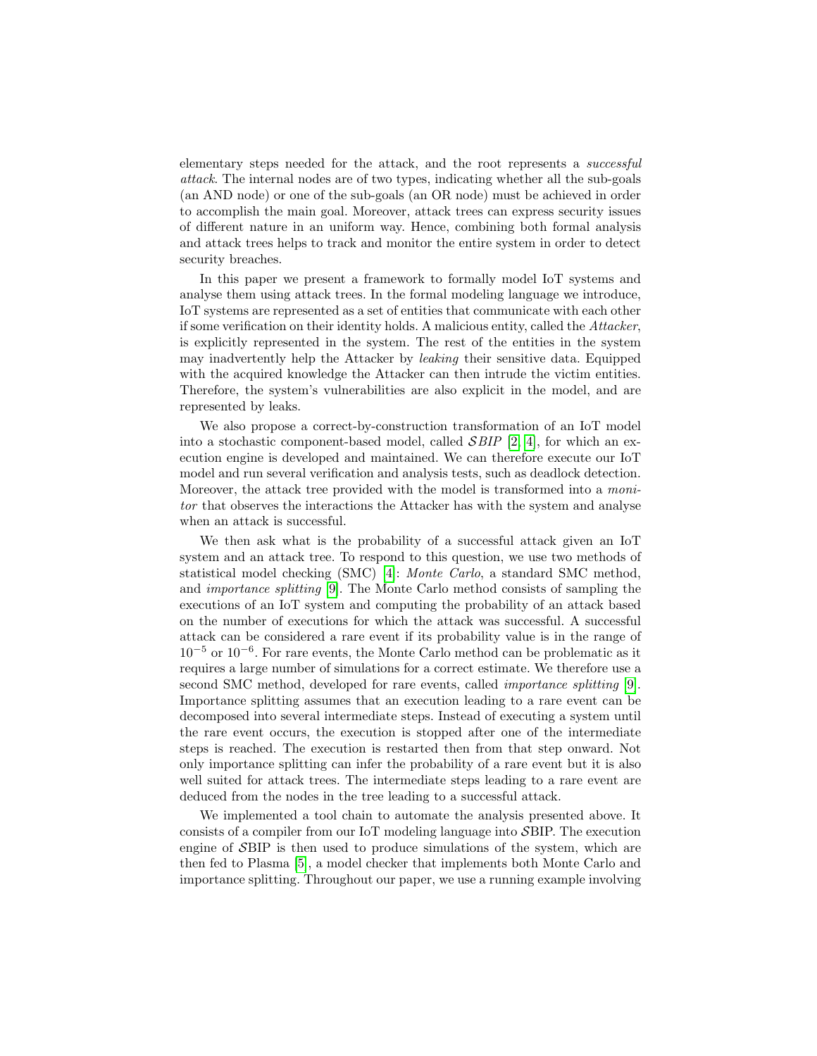elementary steps needed for the attack, and the root represents a *successful attack*. The internal nodes are of two types, indicating whether all the sub-goals (an AND node) or one of the sub-goals (an OR node) must be achieved in order to accomplish the main goal. Moreover, attack trees can express security issues of different nature in an uniform way. Hence, combining both formal analysis and attack trees helps to track and monitor the entire system in order to detect security breaches.

In this paper we present a framework to formally model IoT systems and analyse them using attack trees. In the formal modeling language we introduce, IoT systems are represented as a set of entities that communicate with each other if some verification on their identity holds. A malicious entity, called the *Attacker*, is explicitly represented in the system. The rest of the entities in the system may inadvertently help the Attacker by *leaking* their sensitive data. Equipped with the acquired knowledge the Attacker can then intrude the victim entities. Therefore, the system's vulnerabilities are also explicit in the model, and are represented by leaks.

We also propose a correct-by-construction transformation of an IoT model into a stochastic component-based model, called $\mathcal{S}BIP$ [2, 4], for which an execution engine is developed and maintained. We can therefore execute our IoT model and run several verification and analysis tests, such as deadlock detection. Moreover, the attack tree provided with the model is transformed into a *monitor* that observes the interactions the Attacker has with the system and analyse when an attack is successful.

We then ask what is the probability of a successful attack given an IoT system and an attack tree. To respond to this question, we use two methods of statistical model checking (SMC) [4]: *Monte Carlo*, a standard SMC method, and *importance splitting* [9]. The Monte Carlo method consists of sampling the executions of an IoT system and computing the probability of an attack based on the number of executions for which the attack was successful. A successful attack can be considered a rare event if its probability value is in the range of $10^{-5}$ or $10^{-6}$. For rare events, the Monte Carlo method can be problematic as it requires a large number of simulations for a correct estimate. We therefore use a second SMC method, developed for rare events, called *importance splitting* [9]. Importance splitting assumes that an execution leading to a rare event can be decomposed into several intermediate steps. Instead of executing a system until the rare event occurs, the execution is stopped after one of the intermediate steps is reached. The execution is restarted then from that step onward. Not only importance splitting can infer the probability of a rare event but it is also well suited for attack trees. The intermediate steps leading to a rare event are deduced from the nodes in the tree leading to a successful attack.

We implemented a tool chain to automate the analysis presented above. It consists of a compiler from our IoT modeling language into $\mathcal{S}$BIP. The execution engine of $\mathcal{S}$BIP is then used to produce simulations of the system, which are then fed to Plasma [5], a model checker that implements both Monte Carlo and importance splitting. Throughout our paper, we use a running example involving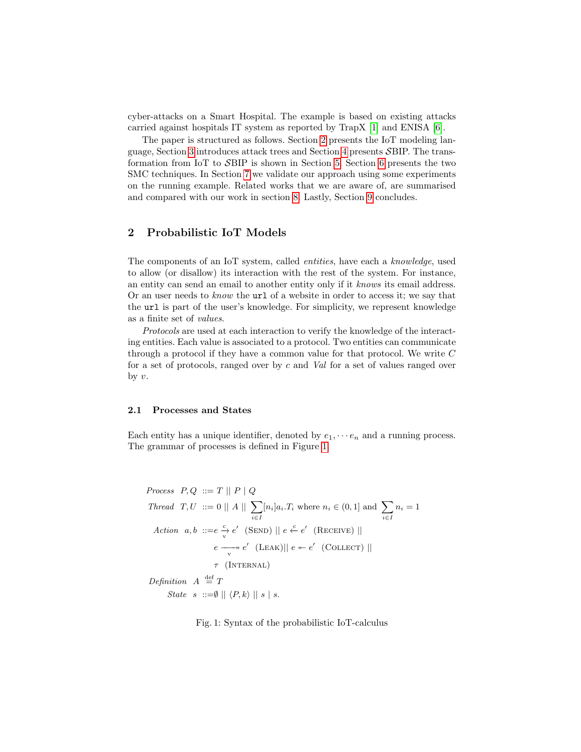cyber-attacks on a Smart Hospital. The example is based on existing attacks carried against hospitals IT system as reported by TrapX [1] and ENISA [6].

The paper is structured as follows. Section 2 presents the IoT modeling language, Section 3 introduces attack trees and Section 4 presents $\mathcal{S}$BIP. The transformation from IoT to $\mathcal{S}$BIP is shown in Section 5. Section 6 presents the two SMC techniques. In Section 7 we validate our approach using some experiments on the running example. Related works that we are aware of, are summarised and compared with our work in section 8. Lastly, Section 9 concludes.

## 2 Probabilistic IoT Models

The components of an IoT system, called *entities*, have each a *knowledge*, used to allow (or disallow) its interaction with the rest of the system. For instance, an entity can send an email to another entity only if it *knows* its email address. Or an user needs to *know* the `url` of a website in order to access it; we say that the `url` is part of the user's knowledge. For simplicity, we represent knowledge as a finite set of *values*.

*Protocols* are used at each interaction to verify the knowledge of the interacting entities. Each value is associated to a protocol. Two entities can communicate through a protocol if they have a common value for that protocol. We write $C$ for a set of protocols, ranged over by $c$ and $Val$ for a set of values ranged over by $v$.

### 2.1 Processes and States

Each entity has a unique identifier, denoted by $e_1, \cdots e_n$ and a running process. The grammar of processes is defined in Figure 1.

$$
\begin{aligned}
\textit{Process}\ \ P, Q\ &::= T \ \|\ P \mid Q \\
\textit{Thread}\ \ T, U\ &::= 0 \ \|\ A \ \|\ \sum_{i\in I}[n_i]a_i.T_i \text{ where } n_i \in (0,1] \text{ and } \sum_{i\in I} n_i = 1 \\
\textit{Action}\ \ a, b\ &::= e \overset{c}{\underset{v}{\rightarrow}} e' \ \ (\textsc{Send}) \ \|\ e \overset{c}{\leftarrow} e' \ \ (\textsc{Receive}) \ \| \\
&\qquad e \underset{v}{\twoheadrightarrow} e' \ \ (\textsc{Leak}) \ \|\ e \twoheadleftarrow e' \ \ (\textsc{Collect}) \ \| \\
&\qquad \tau \ \ (\textsc{Internal}) \\
\textit{Definition}\ \ A\ &\overset{\text{def}}{=} T \\
\textit{State}\ \ s\ &::= \emptyset \ \|\ \langle P, k\rangle \ \|\ s \mid s.
\end{aligned}
$$

Fig. 1: Syntax of the probabilistic IoT-calculus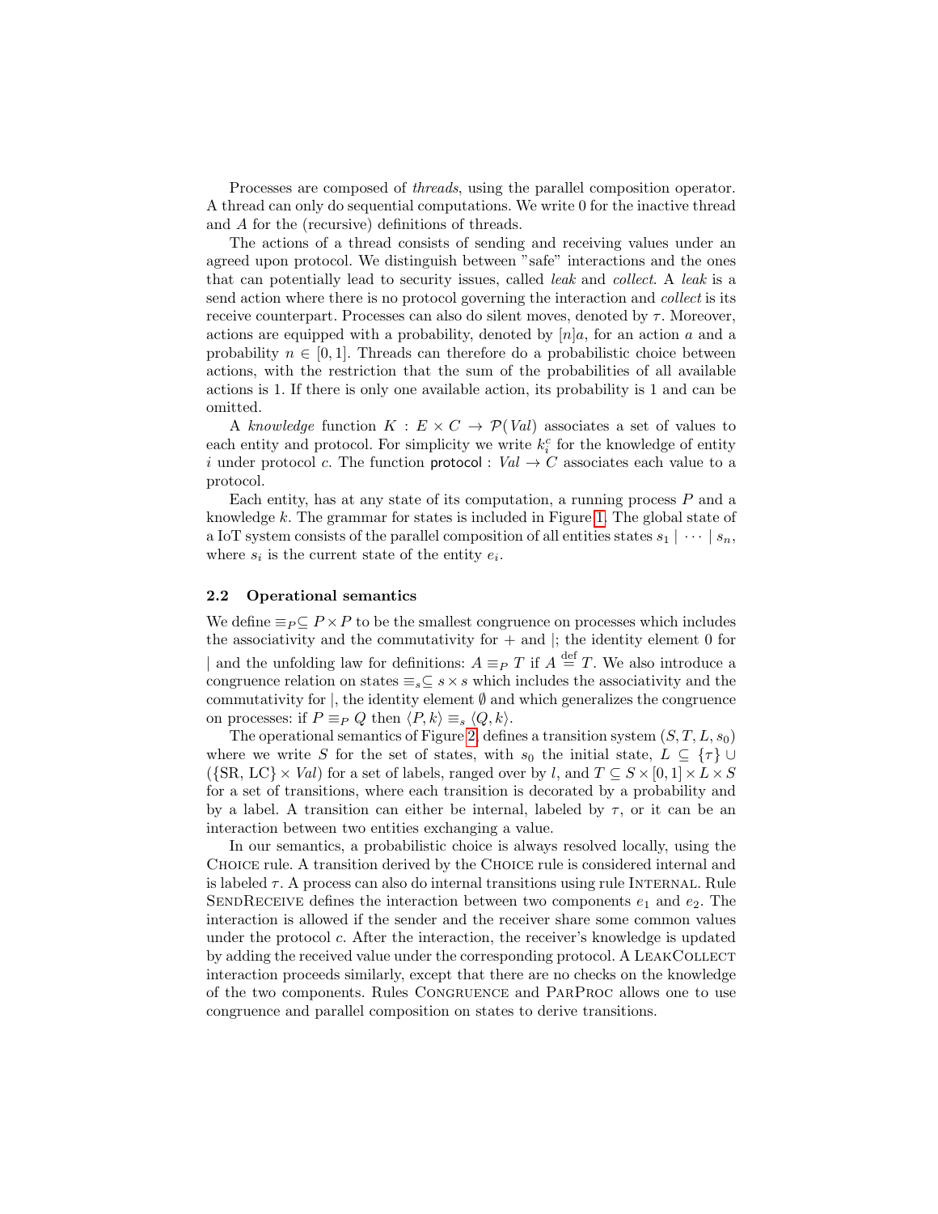Processes are composed of *threads*, using the parallel composition operator. A thread can only do sequential computations. We write 0 for the inactive thread and $A$ for the (recursive) definitions of threads.

The actions of a thread consists of sending and receiving values under an agreed upon protocol. We distinguish between "safe" interactions and the ones that can potentially lead to security issues, called *leak* and *collect*. A *leak* is a send action where there is no protocol governing the interaction and *collect* is its receive counterpart. Processes can also do silent moves, denoted by $\tau$. Moreover, actions are equipped with a probability, denoted by $[n]a$, for an action $a$ and a probability $n \in [0, 1]$. Threads can therefore do a probabilistic choice between actions, with the restriction that the sum of the probabilities of all available actions is 1. If there is only one available action, its probability is 1 and can be omitted.

A *knowledge* function $K : E \times C \to \mathcal{P}(Val)$ associates a set of values to each entity and protocol. For simplicity we write $k_i^c$ for the knowledge of entity $i$ under protocol $c$. The function $\mathsf{protocol} : Val \to C$ associates each value to a protocol.

Each entity, has at any state of its computation, a running process $P$ and a knowledge $k$. The grammar for states is included in Figure 1. The global state of a IoT system consists of the parallel composition of all entities states $s_1 \mid \cdots \mid s_n$, where $s_i$ is the current state of the entity $e_i$.

### 2.2 Operational semantics

We define $\equiv_P \subseteq P \times P$ to be the smallest congruence on processes which includes the associativity and the commutativity for $+$ and $|$; the identity element 0 for $|$ and the unfolding law for definitions: $A \equiv_P T$ if $A \stackrel{\text{def}}{=} T$. We also introduce a congruence relation on states $\equiv_s \subseteq s \times s$ which includes the associativity and the commutativity for $|$, the identity element $\emptyset$ and which generalizes the congruence on processes: if $P \equiv_P Q$ then $\langle P, k \rangle \equiv_s \langle Q, k \rangle$.

The operational semantics of Figure 2, defines a transition system $(S, T, L, s_0)$ where we write $S$ for the set of states, with $s_0$ the initial state, $L \subseteq \{\tau\} \cup (\{\text{SR}, \text{LC}\} \times Val)$ for a set of labels, ranged over by $l$, and $T \subseteq S \times [0, 1] \times L \times S$ for a set of transitions, where each transition is decorated by a probability and by a label. A transition can either be internal, labeled by $\tau$, or it can be an interaction between two entities exchanging a value.

In our semantics, a probabilistic choice is always resolved locally, using the Choice rule. A transition derived by the Choice rule is considered internal and is labeled $\tau$. A process can also do internal transitions using rule Internal. Rule SendReceive defines the interaction between two components $e_1$ and $e_2$. The interaction is allowed if the sender and the receiver share some common values under the protocol $c$. After the interaction, the receiver's knowledge is updated by adding the received value under the corresponding protocol. A LeakCollect interaction proceeds similarly, except that there are no checks on the knowledge of the two components. Rules Congruence and ParProc allows one to use congruence and parallel composition on states to derive transitions.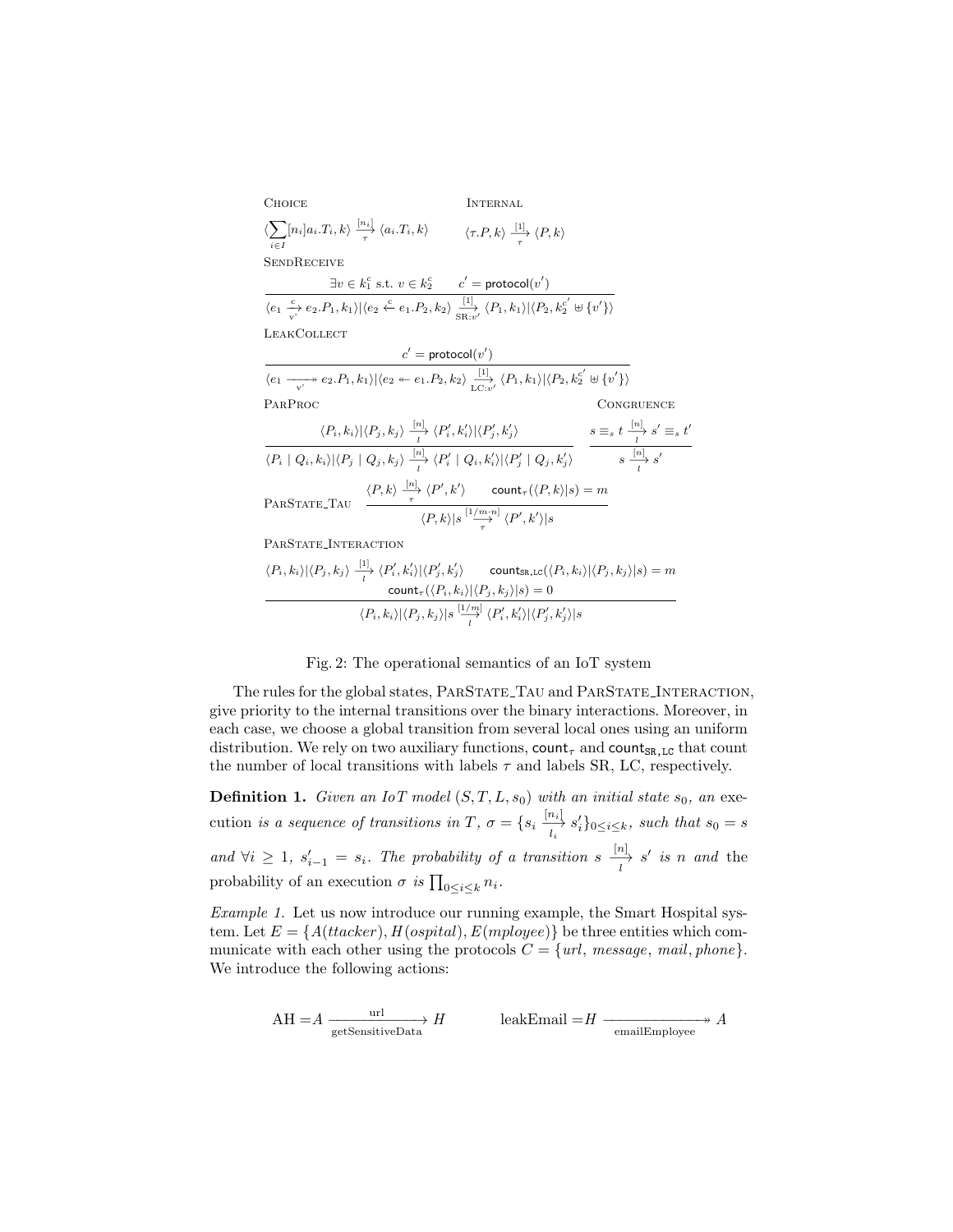CHOICE

$$\langle \sum_{i \in I} [n_i] a_i.T_i, k\rangle \xrightarrow[\tau]{[n_i]} \langle a_i.T_i, k\rangle$$

INTERNAL

$$\langle \tau.P, k\rangle \xrightarrow[\tau]{[1]} \langle P, k\rangle$$

SENDRECEIVE

$$\frac{\exists v \in k_1^{\mathrm{c}} \text{ s.t. } v \in k_2^{\mathrm{c}} \qquad c' = \mathsf{protocol}(v')}{\langle e_1 \xrightarrow[\mathrm{v'}]{\mathrm{c}} e_2.P_1, k_1\rangle | \langle e_2 \xleftarrow{\mathrm{c}} e_1.P_2, k_2\rangle \xrightarrow[\mathrm{SR}:v']{[1]} \langle P_1, k_1\rangle | \langle P_2, k_2^{c'} \uplus \{v'\}\rangle}$$

LEAKCOLLECT

$$\frac{c' = \mathsf{protocol}(v')}{\langle e_1 \xrightarrow[\mathrm{v'}]{} e_2.P_1, k_1\rangle | \langle e_2 \twoheadleftarrow e_1.P_2, k_2\rangle \xrightarrow[\mathrm{LC}:v']{[1]} \langle P_1, k_1\rangle | \langle P_2, k_2^{c'} \uplus \{v'\}\rangle}$$

PARPROC

$$\frac{\langle P_i, k_i\rangle | \langle P_j, k_j\rangle \xrightarrow[l]{[n]} \langle P_i', k_i'\rangle | \langle P_j', k_j'\rangle}{\langle P_i \mid Q_i, k_i\rangle | \langle P_j \mid Q_j, k_j\rangle \xrightarrow[l]{[n]} \langle P_i' \mid Q_i, k_i'\rangle | \langle P_j' \mid Q_j, k_j'\rangle}$$

CONGRUENCE

$$\frac{s \equiv_s t \xrightarrow[l]{[n]} s' \equiv_s t'}{s \xrightarrow[l]{[n]} s'}$$

PARSTATE_TAU

$$\frac{\langle P, k\rangle \xrightarrow[\tau]{[n]} \langle P', k'\rangle \qquad \mathsf{count}_\tau(\langle P, k\rangle | s) = m}{\langle P, k\rangle | s \xrightarrow[\tau]{[1/m \cdot n]} \langle P', k'\rangle | s}$$

PARSTATE_INTERACTION

$$\frac{\langle P_i, k_i\rangle | \langle P_j, k_j\rangle \xrightarrow[l]{[1]} \langle P_i', k_i'\rangle | \langle P_j', k_j'\rangle \qquad \mathsf{count}_{\mathsf{SR,LC}}(\langle P_i, k_i\rangle | \langle P_j, k_j\rangle | s) = m \qquad \mathsf{count}_\tau(\langle P_i, k_i\rangle | \langle P_j, k_j\rangle | s) = 0}{\langle P_i, k_i\rangle | \langle P_j, k_j\rangle | s \xrightarrow[l]{[1/m]} \langle P_i', k_i'\rangle | \langle P_j', k_j'\rangle | s}$$

Fig. 2: The operational semantics of an IoT system

The rules for the global states, PARSTATE_TAU and PARSTATE_INTERACTION, give priority to the internal transitions over the binary interactions. Moreover, in each case, we choose a global transition from several local ones using an uniform distribution. We rely on two auxiliary functions, $\mathsf{count}_\tau$ and $\mathsf{count}_{\mathsf{SR,LC}}$ that count the number of local transitions with labels $\tau$ and labels SR, LC, respectively.

**Definition 1.** *Given an IoT model $(S, T, L, s_0)$ with an initial state $s_0$, an* execution *is a sequence of transitions in $T$, $\sigma = \{s_i \xrightarrow[l_i]{[n_i]} s_i'\}_{0 \le i \le k}$, such that $s_0 = s$ and $\forall i \ge 1$, $s_{i-1}' = s_i$. The probability of a transition $s \xrightarrow[l]{[n]} s'$ is $n$ and* the probability of an execution *$\sigma$ is $\prod_{0 \le i \le k} n_i$.*

*Example 1.* Let us now introduce our running example, the Smart Hospital system. Let $E = \{A(ttacker), H(ospital), E(mployee)\}$ be three entities which communicate with each other using the protocols $C = \{url, message, mail, phone\}$. We introduce the following actions:

$$\mathrm{AH} = A \xrightarrow[\text{getSensitiveData}]{\text{url}} H \qquad \text{leakEmail} = H \xrightarrow[\text{emailEmployee}]{} A$$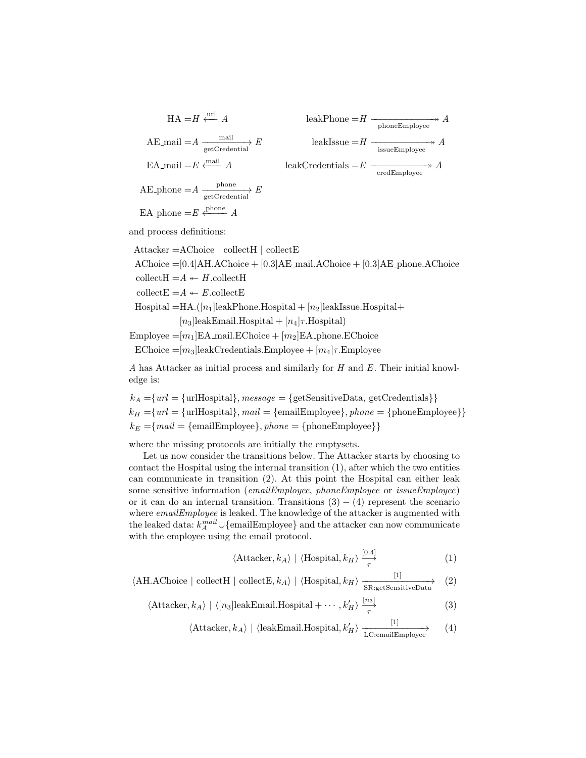$$\text{HA} = H \overset{\text{url}}{\longleftarrow} A \qquad\qquad \text{leakPhone} = H \xrightarrow[\text{phoneEmployee}]{} \!\!\!\!\!\rightarrow A$$

$$\text{AE\_mail} = A \xrightarrow[\text{getCredential}]{\text{mail}} E \qquad\qquad \text{leakIssue} = H \xrightarrow[\text{issueEmployee}]{} \!\!\!\!\!\rightarrow A$$

$$\text{EA\_mail} = E \overset{\text{mail}}{\longleftarrow} A \qquad\qquad \text{leakCredentials} = E \xrightarrow[\text{credEmployee}]{} \!\!\!\!\!\rightarrow A$$

$$\text{AE\_phone} = A \xrightarrow[\text{getCredential}]{\text{phone}} E$$

$$\text{EA\_phone} = E \overset{\text{phone}}{\longleftarrow} A$$

and process definitions:

$$\begin{aligned}
\text{Attacker} =& \text{AChoice} \mid \text{collectH} \mid \text{collectE} \\
\text{AChoice} =& [0.4]\text{AH.AChoice} + [0.3]\text{AE\_mail.AChoice} + [0.3]\text{AE\_phone.AChoice} \\
\text{collectH} =& A \twoheadleftarrow H.\text{collectH} \\
\text{collectE} =& A \twoheadleftarrow E.\text{collectE} \\
\text{Hospital} =& \text{HA}.([n_1]\text{leakPhone.Hospital} + [n_2]\text{leakIssue.Hospital} + \\
& [n_3]\text{leakEmail.Hospital} + [n_4]\tau.\text{Hospital}) \\
\text{Employee} =& [m_1]\text{EA\_mail.EChoice} + [m_2]\text{EA\_phone.EChoice} \\
\text{EChoice} =& [m_3]\text{leakCredentials.Employee} + [m_4]\tau.\text{Employee}
\end{aligned}$$

$A$ has Attacker as initial process and similarly for $H$ and $E$. Their initial knowledge is:

$$\begin{aligned}
k_A =& \{\mathit{url} = \{\text{urlHospital}\}, \mathit{message} = \{\text{getSensitiveData, getCredentials}\}\} \\
k_H =& \{\mathit{url} = \{\text{urlHospital}\}, \mathit{mail} = \{\text{emailEmployee}\}, \mathit{phone} = \{\text{phoneEmployee}\}\} \\
k_E =& \{\mathit{mail} = \{\text{emailEmployee}\}, \mathit{phone} = \{\text{phoneEmployee}\}\}
\end{aligned}$$

where the missing protocols are initially the emptysets.

Let us now consider the transitions below. The Attacker starts by choosing to contact the Hospital using the internal transition (1), after which the two entities can communicate in transition (2). At this point the Hospital can either leak some sensitive information (*emailEmployee*, *phoneEmployee* or *issueEmployee*) or it can do an internal transition. Transitions (3) – (4) represent the scenario where *emailEmployee* is leaked. The knowledge of the attacker is augmented with the leaked data: $k_A^{mail} \cup \{\text{emailEmployee}\}$ and the attacker can now communicate with the employee using the email protocol.

$$\langle \text{Attacker}, k_A \rangle \mid \langle \text{Hospital}, k_H \rangle \xrightarrow[\tau]{[0.4]} \tag{1}$$

$$\langle \text{AH.AChoice} \mid \text{collectH} \mid \text{collectE}, k_A \rangle \mid \langle \text{Hospital}, k_H \rangle \xrightarrow[\text{SR:getSensitiveData}]{[1]} \tag{2}$$

$$\langle \text{Attacker}, k_A \rangle \mid \langle [n_3]\text{leakEmail.Hospital} + \cdots, k'_H \rangle \xrightarrow[\tau]{[n_3]} \tag{3}$$

$$\langle \text{Attacker}, k_A \rangle \mid \langle \text{leakEmail.Hospital}, k'_H \rangle \xrightarrow[\text{LC:emailEmployee}]{[1]} \tag{4}$$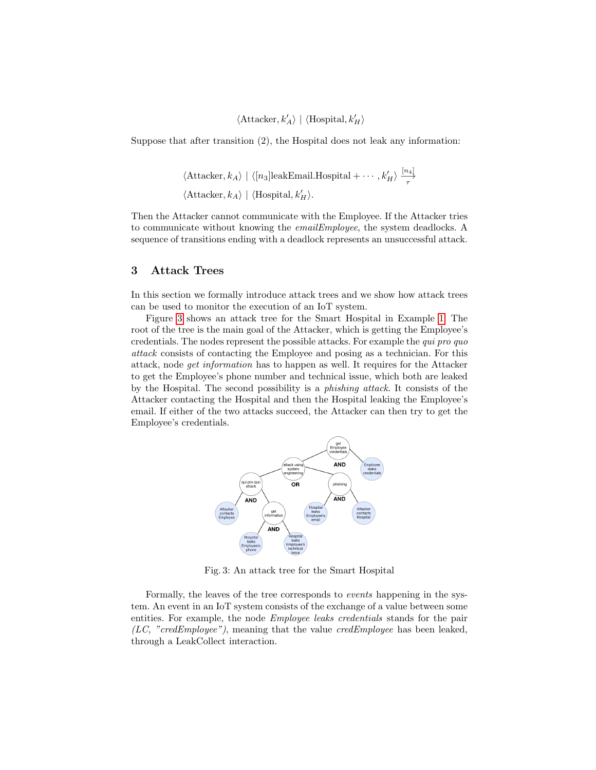$$\langle \text{Attacker}, k'_A \rangle \mid \langle \text{Hospital}, k'_H \rangle$$

Suppose that after transition (2), the Hospital does not leak any information:

$$\langle \text{Attacker}, k_A \rangle \mid \langle [n_3]\text{leakEmail.Hospital} + \cdots, k'_H \rangle \xrightarrow[\tau]{[n_4]}$$
$$\langle \text{Attacker}, k_A \rangle \mid \langle \text{Hospital}, k'_H \rangle.$$

Then the Attacker cannot communicate with the Employee. If the Attacker tries to communicate without knowing the *emailEmployee*, the system deadlocks. A sequence of transitions ending with a deadlock represents an unsuccessful attack.

## 3 Attack Trees

In this section we formally introduce attack trees and we show how attack trees can be used to monitor the execution of an IoT system.

Figure 3 shows an attack tree for the Smart Hospital in Example 1. The root of the tree is the main goal of the Attacker, which is getting the Employee's credentials. The nodes represent the possible attacks. For example the *qui pro quo attack* consists of contacting the Employee and posing as a technician. For this attack, node *get information* has to happen as well. It requires for the Attacker to get the Employee's phone number and technical issue, which both are leaked by the Hospital. The second possibility is a *phishing attack*. It consists of the Attacker contacting the Hospital and then the Hospital leaking the Employee's email. If either of the two attacks succeed, the Attacker can then try to get the Employee's credentials.

Fig. 3: An attack tree for the Smart Hospital

Formally, the leaves of the tree corresponds to *events* happening in the system. An event in an IoT system consists of the exchange of a value between some entities. For example, the node *Employee leaks credentials* stands for the pair *(LC, "credEmployee")*, meaning that the value *credEmployee* has been leaked, through a LeakCollect interaction.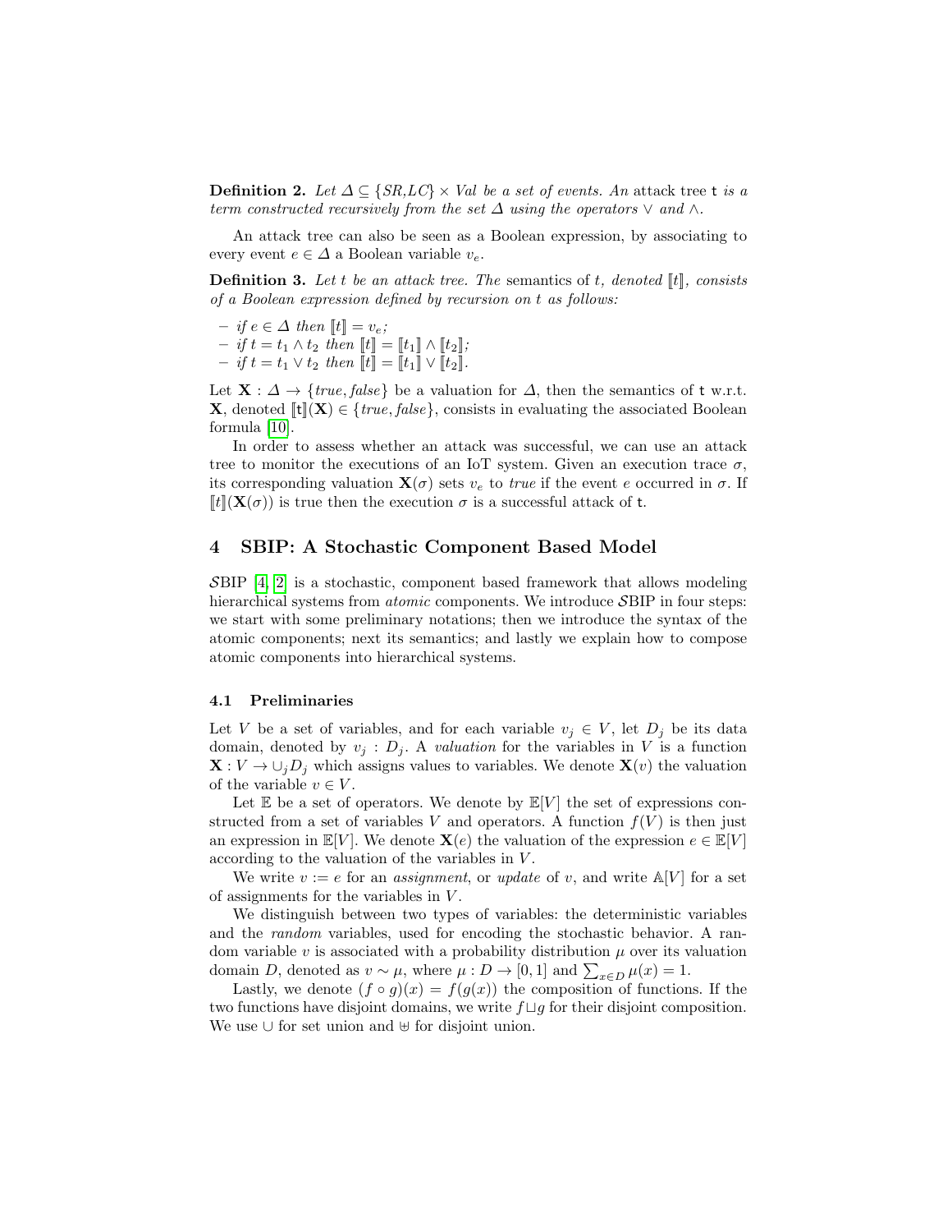**Definition 2.** *Let $\Delta \subseteq \{SR, LC\} \times Val$ be a set of events. An* attack tree $\mathtt{t}$ *is a term constructed recursively from the set $\Delta$ using the operators $\vee$ and $\wedge$.*

An attack tree can also be seen as a Boolean expression, by associating to every event $e \in \Delta$ a Boolean variable $v_e$.

**Definition 3.** *Let $t$ be an attack tree. The* semantics *of $t$, denoted $[\![t]\!]$, consists of a Boolean expression defined by recursion on $t$ as follows:*

- *if $e \in \Delta$ then $[\![t]\!] = v_e$;*
- *if $t = t_1 \wedge t_2$ then $[\![t]\!] = [\![t_1]\!] \wedge [\![t_2]\!]$;*
- *if $t = t_1 \vee t_2$ then $[\![t]\!] = [\![t_1]\!] \vee [\![t_2]\!]$.*

Let $\mathbf{X} : \Delta \to \{true, false\}$ be a valuation for $\Delta$, then the semantics of $\mathtt{t}$ w.r.t. $\mathbf{X}$, denoted $[\![\mathtt{t}]\!](\mathbf{X}) \in \{true, false\}$, consists in evaluating the associated Boolean formula [10].

In order to assess whether an attack was successful, we can use an attack tree to monitor the executions of an IoT system. Given an execution trace $\sigma$, its corresponding valuation $\mathbf{X}(\sigma)$ sets $v_e$ to *true* if the event $e$ occurred in $\sigma$. If $[\![t]\!](\mathbf{X}(\sigma))$ is true then the execution $\sigma$ is a successful attack of $\mathtt{t}$.

## 4 SBIP: A Stochastic Component Based Model

$\mathcal{S}$BIP [4, 2] is a stochastic, component based framework that allows modeling hierarchical systems from *atomic* components. We introduce $\mathcal{S}$BIP in four steps: we start with some preliminary notations; then we introduce the syntax of the atomic components; next its semantics; and lastly we explain how to compose atomic components into hierarchical systems.

### 4.1 Preliminaries

Let $V$ be a set of variables, and for each variable $v_j \in V$, let $D_j$ be its data domain, denoted by $v_j : D_j$. A *valuation* for the variables in $V$ is a function $\mathbf{X} : V \to \cup_j D_j$ which assigns values to variables. We denote $\mathbf{X}(v)$ the valuation of the variable $v \in V$.

Let $\mathbb{E}$ be a set of operators. We denote by $\mathbb{E}[V]$ the set of expressions constructed from a set of variables $V$ and operators. A function $f(V)$ is then just an expression in $\mathbb{E}[V]$. We denote $\mathbf{X}(e)$ the valuation of the expression $e \in \mathbb{E}[V]$ according to the valuation of the variables in $V$.

We write $v := e$ for an *assignment*, or *update* of $v$, and write $\mathbb{A}[V]$ for a set of assignments for the variables in $V$.

We distinguish between two types of variables: the deterministic variables and the *random* variables, used for encoding the stochastic behavior. A random variable $v$ is associated with a probability distribution $\mu$ over its valuation domain $D$, denoted as $v \sim \mu$, where $\mu : D \to [0, 1]$ and $\sum_{x \in D} \mu(x) = 1$.

Lastly, we denote $(f \circ g)(x) = f(g(x))$ the composition of functions. If the two functions have disjoint domains, we write $f \sqcup g$ for their disjoint composition. We use $\cup$ for set union and $\uplus$ for disjoint union.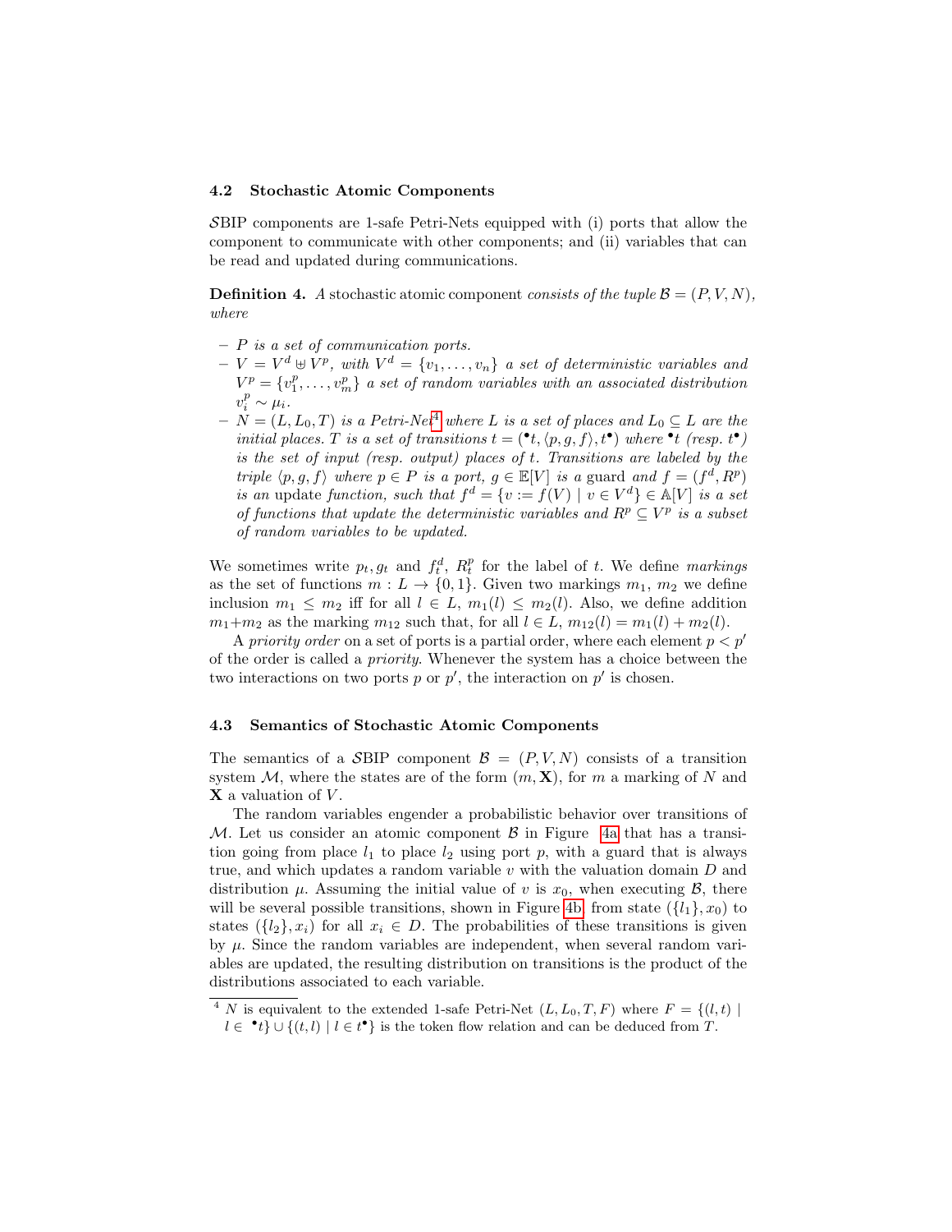### 4.2 Stochastic Atomic Components

$\mathcal{S}$BIP components are 1-safe Petri-Nets equipped with (i) ports that allow the component to communicate with other components; and (ii) variables that can be read and updated during communications.

**Definition 4.** *A* stochastic atomic component *consists of the tuple* $\mathcal{B} = (P, V, N)$, *where*

- *$P$ is a set of communication ports.*
- *$V = V^d \uplus V^p$, with $V^d = \{v_1, \ldots, v_n\}$ a set of deterministic variables and $V^p = \{v_1^p, \ldots, v_m^p\}$ a set of random variables with an associated distribution $v_i^p \sim \mu_i$.*
- *$N = (L, L_0, T)$ is a Petri-Net[4] where $L$ is a set of places and $L_0 \subseteq L$ are the initial places. $T$ is a set of transitions $t = ({}^\bullet t, \langle p, g, f \rangle, t^\bullet)$ where ${}^\bullet t$ (resp. $t^\bullet$) is the set of input (resp. output) places of $t$. Transitions are labeled by the triple $\langle p, g, f \rangle$ where $p \in P$ is a port, $g \in \mathbb{E}[V]$ is a* guard *and $f = (f^d, R^p)$ is an* update *function, such that $f^d = \{v := f(V) \mid v \in V^d\} \in \mathbb{A}[V]$ is a set of functions that update the deterministic variables and $R^p \subseteq V^p$ is a subset of random variables to be updated.*

We sometimes write $p_t, g_t$ and $f_t^d$, $R_t^p$ for the label of $t$. We define *markings* as the set of functions $m : L \to \{0, 1\}$. Given two markings $m_1$, $m_2$ we define inclusion $m_1 \leq m_2$ iff for all $l \in L$, $m_1(l) \leq m_2(l)$. Also, we define addition $m_1 + m_2$ as the marking $m_{12}$ such that, for all $l \in L$, $m_{12}(l) = m_1(l) + m_2(l)$.

A *priority order* on a set of ports is a partial order, where each element $p < p'$ of the order is called a *priority*. Whenever the system has a choice between the two interactions on two ports $p$ or $p'$, the interaction on $p'$ is chosen.

### 4.3 Semantics of Stochastic Atomic Components

The semantics of a $\mathcal{S}$BIP component $\mathcal{B} = (P, V, N)$ consists of a transition system $\mathcal{M}$, where the states are of the form $(m, \mathbf{X})$, for $m$ a marking of $N$ and $\mathbf{X}$ a valuation of $V$.

The random variables engender a probabilistic behavior over transitions of $\mathcal{M}$. Let us consider an atomic component $\mathcal{B}$ in Figure 4a that has a transition going from place $l_1$ to place $l_2$ using port $p$, with a guard that is always true, and which updates a random variable $v$ with the valuation domain $D$ and distribution $\mu$. Assuming the initial value of $v$ is $x_0$, when executing $\mathcal{B}$, there will be several possible transitions, shown in Figure 4b, from state $(\{l_1\}, x_0)$ to states $(\{l_2\}, x_i)$ for all $x_i \in D$. The probabilities of these transitions is given by $\mu$. Since the random variables are independent, when several random variables are updated, the resulting distribution on transitions is the product of the distributions associated to each variable.

[4] $N$ is equivalent to the extended 1-safe Petri-Net $(L, L_0, T, F)$ where $F = \{(l, t) \mid l \in {}^\bullet t\} \cup \{(t, l) \mid l \in t^\bullet\}$ is the token flow relation and can be deduced from $T$.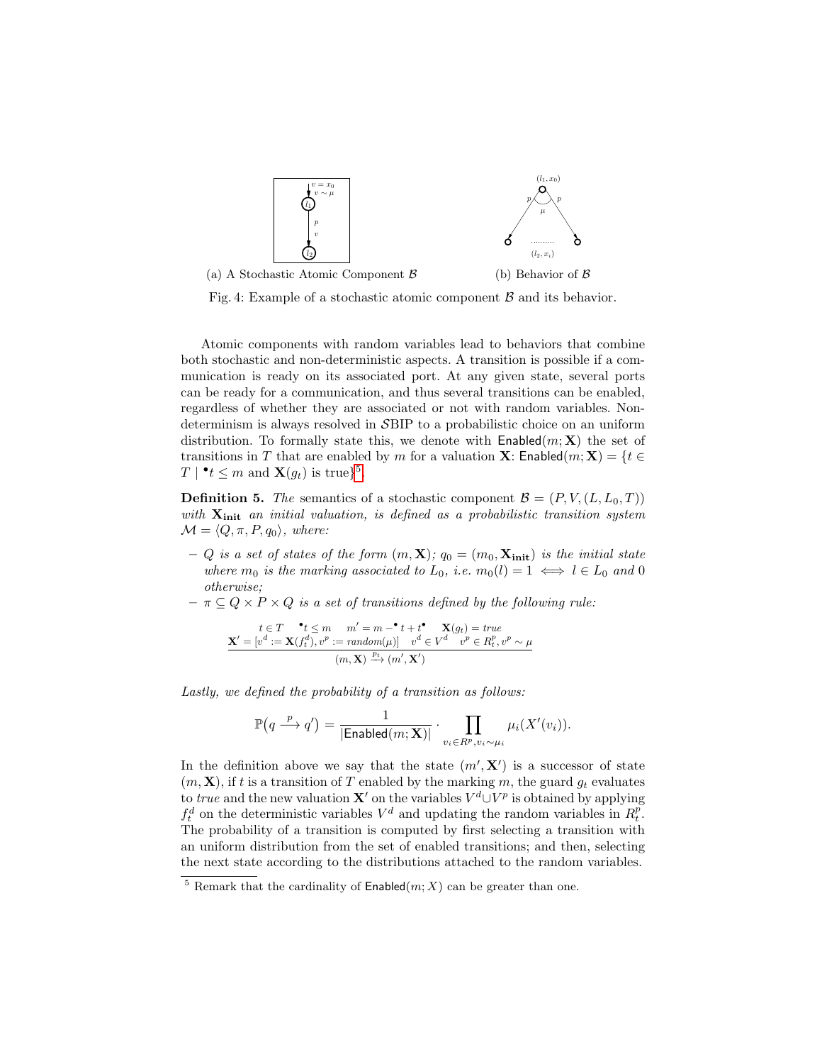(a) A Stochastic Atomic Component $\mathcal{B}$

(b) Behavior of $\mathcal{B}$

Fig. 4: Example of a stochastic atomic component $\mathcal{B}$ and its behavior.

Atomic components with random variables lead to behaviors that combine both stochastic and non-deterministic aspects. A transition is possible if a communication is ready on its associated port. At any given state, several ports can be ready for a communication, and thus several transitions can be enabled, regardless of whether they are associated or not with random variables. Non-determinism is always resolved in $\mathcal{S}$BIP to a probabilistic choice on an uniform distribution. To formally state this, we denote with $\mathsf{Enabled}(m; \mathbf{X})$ the set of transitions in $T$ that are enabled by $m$ for a valuation $\mathbf{X}$: $\mathsf{Enabled}(m; \mathbf{X}) = \{t \in T \mid {}^{\bullet}t \leq m \text{ and } \mathbf{X}(g_t) \text{ is true}\}$[5].

**Definition 5.** *The semantics of a stochastic component $\mathcal{B} = (P, V, (L, L_0, T))$ with $\mathbf{X_{init}}$ an initial valuation, is defined as a probabilistic transition system $\mathcal{M} = \langle Q, \pi, P, q_0 \rangle$, where:*

- *$Q$ is a set of states of the form $(m, \mathbf{X})$; $q_0 = (m_0, \mathbf{X_{init}})$ is the initial state where $m_0$ is the marking associated to $L_0$, i.e. $m_0(l) = 1 \iff l \in L_0$ and $0$ otherwise;*
- *$\pi \subseteq Q \times P \times Q$ is a set of transitions defined by the following rule:*

$$\frac{t \in T \quad {}^{\bullet}t \leq m \quad m' = m - {}^{\bullet}t + t^{\bullet} \quad \mathbf{X}(g_t) = true \qquad \mathbf{X}' = [v^d := \mathbf{X}(f_t^d), v^p := random(\mu)] \quad v^d \in V^d \quad v^p \in R_t^p, v^p \sim \mu}{(m, \mathbf{X}) \xrightarrow{p_t} (m', \mathbf{X}')}$$

*Lastly, we defined the probability of a transition as follows:*

$$\mathbb{P}\big(q \xrightarrow{p} q'\big) = \frac{1}{|\mathsf{Enabled}(m; \mathbf{X})|} \cdot \prod_{v_i \in R^p, v_i \sim \mu_i} \mu_i(X'(v_i)).$$

In the definition above we say that the state $(m', \mathbf{X}')$ is a successor of state $(m, \mathbf{X})$, if $t$ is a transition of $T$ enabled by the marking $m$, the guard $g_t$ evaluates to *true* and the new valuation $\mathbf{X}'$ on the variables $V^d \cup V^p$ is obtained by applying $f_t^d$ on the deterministic variables $V^d$ and updating the random variables in $R_t^p$. The probability of a transition is computed by first selecting a transition with an uniform distribution from the set of enabled transitions; and then, selecting the next state according to the distributions attached to the random variables.

[5] Remark that the cardinality of $\mathsf{Enabled}(m; X)$ can be greater than one.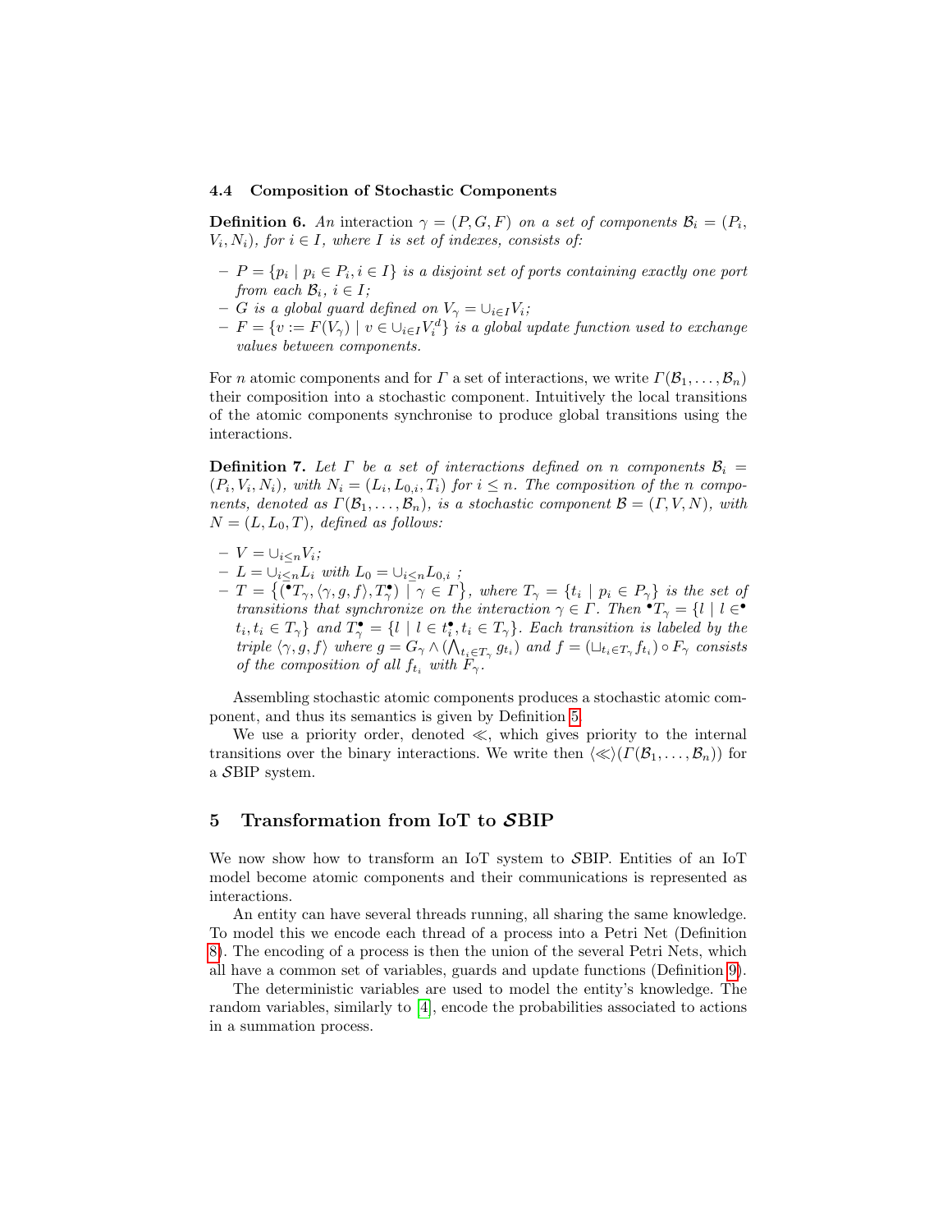### 4.4 Composition of Stochastic Components

**Definition 6.** *An* interaction $\gamma = (P, G, F)$ *on a set of components* $\mathcal{B}_i = (P_i, V_i, N_i)$*, for* $i \in I$*, where* $I$ *is set of indexes, consists of:*

- $P = \{p_i \mid p_i \in P_i, i \in I\}$ *is a disjoint set of ports containing exactly one port from each* $\mathcal{B}_i$*,* $i \in I$*;*
- $G$ *is a global guard defined on* $V_\gamma = \cup_{i \in I} V_i$*;*
- $F = \{v := F(V_\gamma) \mid v \in \cup_{i \in I} V_i^d\}$ *is a global update function used to exchange values between components.*

For $n$ atomic components and for $\Gamma$ a set of interactions, we write $\Gamma(\mathcal{B}_1, \ldots, \mathcal{B}_n)$ their composition into a stochastic component. Intuitively the local transitions of the atomic components synchronise to produce global transitions using the interactions.

**Definition 7.** *Let* $\Gamma$ *be a set of interactions defined on* $n$ *components* $\mathcal{B}_i = (P_i, V_i, N_i)$*, with* $N_i = (L_i, L_{0,i}, T_i)$ *for* $i \leq n$*. The composition of the* $n$ *components, denoted as* $\Gamma(\mathcal{B}_1, \ldots, \mathcal{B}_n)$*, is a stochastic component* $\mathcal{B} = (\Gamma, V, N)$*, with* $N = (L, L_0, T)$*, defined as follows:*

- $V = \cup_{i \leq n} V_i$*;*
- $L = \cup_{i \leq n} L_i$ *with* $L_0 = \cup_{i \leq n} L_{0,i}$ *;*
- $T = \{({}^\bullet T_\gamma, \langle \gamma, g, f \rangle, T_\gamma^\bullet) \mid \gamma \in \Gamma\}$*, where* $T_\gamma = \{t_i \mid p_i \in P_\gamma\}$ *is the set of transitions that synchronize on the interaction* $\gamma \in \Gamma$*. Then* ${}^\bullet T_\gamma = \{l \mid l \in {}^\bullet t_i, t_i \in T_\gamma\}$ *and* $T_\gamma^\bullet = \{l \mid l \in t_i^\bullet, t_i \in T_\gamma\}$*. Each transition is labeled by the triple* $\langle \gamma, g, f \rangle$ *where* $g = G_\gamma \wedge (\bigwedge_{t_i \in T_\gamma} g_{t_i})$ *and* $f = (\sqcup_{t_i \in T_\gamma} f_{t_i}) \circ F_\gamma$ *consists of the composition of all* $f_{t_i}$ *with* $F_\gamma$*.*

Assembling stochastic atomic components produces a stochastic atomic component, and thus its semantics is given by Definition 5.

We use a priority order, denoted $\ll$, which gives priority to the internal transitions over the binary interactions. We write then $\langle \ll \rangle(\Gamma(\mathcal{B}_1, \ldots, \mathcal{B}_n))$ for a $\mathcal{S}$BIP system.

## 5 Transformation from IoT to $\mathcal{S}$BIP

We now show how to transform an IoT system to $\mathcal{S}$BIP. Entities of an IoT model become atomic components and their communications is represented as interactions.

An entity can have several threads running, all sharing the same knowledge. To model this we encode each thread of a process into a Petri Net (Definition 8). The encoding of a process is then the union of the several Petri Nets, which all have a common set of variables, guards and update functions (Definition 9).

The deterministic variables are used to model the entity's knowledge. The random variables, similarly to [4], encode the probabilities associated to actions in a summation process.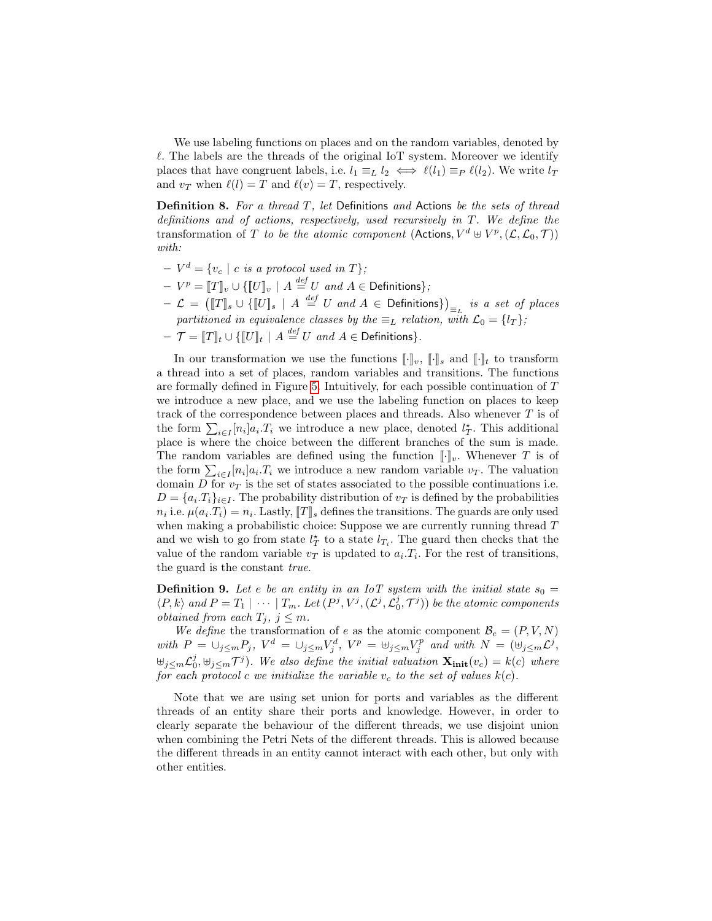We use labeling functions on places and on the random variables, denoted by $\ell$. The labels are the threads of the original IoT system. Moreover we identify places that have congruent labels, i.e. $l_1 \equiv_L l_2 \iff \ell(l_1) \equiv_P \ell(l_2)$. We write $l_T$ and $v_T$ when $\ell(l) = T$ and $\ell(v) = T$, respectively.

**Definition 8.** *For a thread $T$, let* Definitions *and* Actions *be the sets of thread definitions and of actions, respectively, used recursively in $T$. We define the* transformation of $T$ *to be the atomic component* $(\mathsf{Actions}, V^d \uplus V^p, (\mathcal{L}, \mathcal{L}_0, \mathcal{T}))$ *with:*

- $V^d = \{v_c \mid c \text{ is a protocol used in } T\}$;
- $V^p = [\![T]\!]_v \cup \{[\![U]\!]_v \mid A \overset{def}{=} U \text{ and } A \in \mathsf{Definitions}\}$;
- $\mathcal{L} = \left([\![T]\!]_s \cup \{[\![U]\!]_s \mid A \overset{def}{=} U \text{ and } A \in \mathsf{Definitions}\}\right)_{\equiv_L}$ *is a set of places partitioned in equivalence classes by the $\equiv_L$ relation, with $\mathcal{L}_0 = \{l_T\}$;*
- $\mathcal{T} = [\![T]\!]_t \cup \{[\![U]\!]_t \mid A \overset{def}{=} U \text{ and } A \in \mathsf{Definitions}\}$.

In our transformation we use the functions $[\![\cdot]\!]_v$, $[\![\cdot]\!]_s$ and $[\![\cdot]\!]_t$ to transform a thread into a set of places, random variables and transitions. The functions are formally defined in Figure 5. Intuitively, for each possible continuation of $T$ we introduce a new place, and we use the labeling function on places to keep track of the correspondence between places and threads. Also whenever $T$ is of the form $\sum_{i \in I}[n_i]a_i.T_i$ we introduce a new place, denoted $l_T^\star$. This additional place is where the choice between the different branches of the sum is made. The random variables are defined using the function $[\![\cdot]\!]_v$. Whenever $T$ is of the form $\sum_{i \in I}[n_i]a_i.T_i$ we introduce a new random variable $v_T$. The valuation domain $D$ for $v_T$ is the set of states associated to the possible continuations i.e. $D = \{a_i.T_i\}_{i \in I}$. The probability distribution of $v_T$ is defined by the probabilities $n_i$ i.e. $\mu(a_i.T_i) = n_i$. Lastly, $[\![T]\!]_s$ defines the transitions. The guards are only used when making a probabilistic choice: Suppose we are currently running thread $T$ and we wish to go from state $l_T^\star$ to a state $l_{T_i}$. The guard then checks that the value of the random variable $v_T$ is updated to $a_i.T_i$. For the rest of transitions, the guard is the constant *true*.

**Definition 9.** *Let $e$ be an entity in an IoT system with the initial state $s_0 = \langle P, k \rangle$ and $P = T_1 \mid \cdots \mid T_m$. Let $(P^j, V^j, (\mathcal{L}^j, \mathcal{L}_0^j, \mathcal{T}^j))$ be the atomic components obtained from each $T_j$, $j \leq m$.*

*We define* the transformation of $e$ *as the atomic component $\mathcal{B}_e = (P, V, N)$ with $P = \cup_{j \leq m} P_j$, $V^d = \cup_{j \leq m} V_j^d$, $V^p = \uplus_{j \leq m} V_j^p$ and with $N = (\uplus_{j \leq m} \mathcal{L}^j, \uplus_{j \leq m} \mathcal{L}_0^j, \uplus_{j \leq m} \mathcal{T}^j)$. We also define the initial valuation $\mathbf{X_{init}}(v_c) = k(c)$ where for each protocol $c$ we initialize the variable $v_c$ to the set of values $k(c)$.*

Note that we are using set union for ports and variables as the different threads of an entity share their ports and knowledge. However, in order to clearly separate the behaviour of the different threads, we use disjoint union when combining the Petri Nets of the different threads. This is allowed because the different threads in an entity cannot interact with each other, but only with other entities.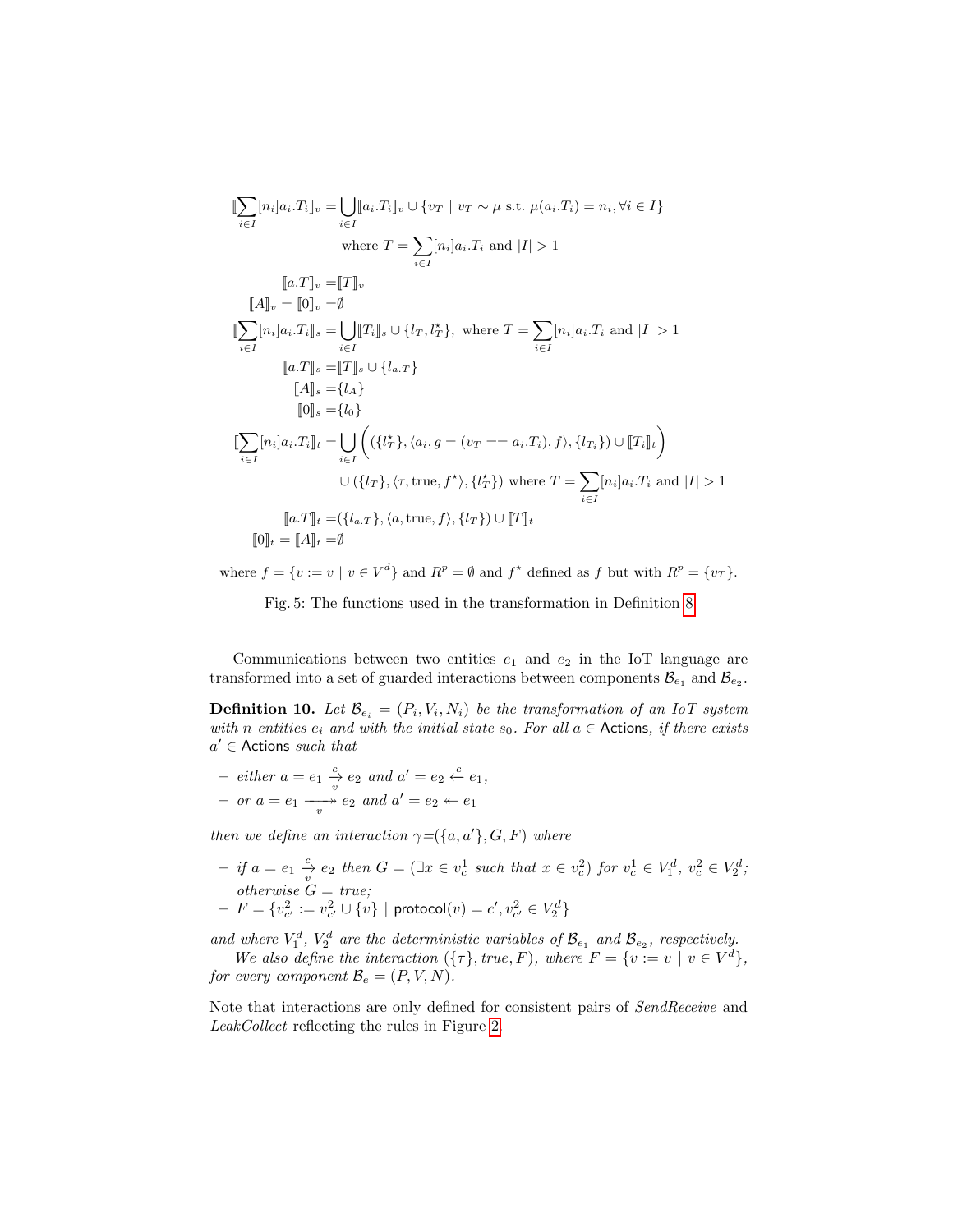$$
\begin{aligned}
[\![\sum_{i\in I}[n_i]a_i.T_i]\!]_v =& \bigcup_{i\in I}[\![a_i.T_i]\!]_v \cup \{v_T \mid v_T \sim \mu \text{ s.t. } \mu(a_i.T_i) = n_i, \forall i \in I\} \\
& \text{where } T = \sum_{i\in I}[n_i]a_i.T_i \text{ and } |I| > 1 \\
[\![a.T]\!]_v =& [\![T]\!]_v \\
[\![A]\!]_v = [\![0]\!]_v =& \emptyset \\
[\![\sum_{i\in I}[n_i]a_i.T_i]\!]_s =& \bigcup_{i\in I}[\![T_i]\!]_s \cup \{l_T, l_T^\star\}, \text{ where } T = \sum_{i\in I}[n_i]a_i.T_i \text{ and } |I| > 1 \\
[\![a.T]\!]_s =& [\![T]\!]_s \cup \{l_{a.T}\} \\
[\![A]\!]_s =& \{l_A\} \\
[\![0]\!]_s =& \{l_0\} \\
[\![\sum_{i\in I}[n_i]a_i.T_i]\!]_t =& \bigcup_{i\in I}\Big((\{l_T^\star\}, \langle a_i, g = (v_T == a_i.T_i), f\rangle, \{l_{T_i}\}) \cup [\![T_i]\!]_t\Big) \\
& \cup (\{l_T\}, \langle \tau, \text{true}, f^\star\rangle, \{l_T^\star\}) \text{ where } T = \sum_{i\in I}[n_i]a_i.T_i \text{ and } |I| > 1 \\
[\![a.T]\!]_t =& (\{l_{a.T}\}, \langle a, \text{true}, f\rangle, \{l_T\}) \cup [\![T]\!]_t \\
[\![0]\!]_t = [\![A]\!]_t =& \emptyset
\end{aligned}
$$

where $f = \{v := v \mid v \in V^d\}$ and $R^p = \emptyset$ and $f^\star$ defined as $f$ but with $R^p = \{v_T\}$.

Fig. 5: The functions used in the transformation in Definition 8

Communications between two entities $e_1$ and $e_2$ in the IoT language are transformed into a set of guarded interactions between components $\mathcal{B}_{e_1}$ and $\mathcal{B}_{e_2}$.

**Definition 10.** *Let $\mathcal{B}_{e_i} = (P_i, V_i, N_i)$ be the transformation of an IoT system with $n$ entities $e_i$ and with the initial state $s_0$. For all $a \in$ Actions, if there exists $a' \in$ Actions such that*

- *either $a = e_1 \xrightarrow[v]{c} e_2$ and $a' = e_2 \xleftarrow{c} e_1$,*
- *or $a = e_1 \xrightarrow[v]{\quad} \!\!\!\!\!\!\!\rightarrow e_2$ and $a' = e_2 \twoheadleftarrow e_1$*

*then we define an interaction $\gamma$=$(\{a, a'\}, G, F)$ where*

- *if $a = e_1 \xrightarrow[v]{c} e_2$ then $G = (\exists x \in v_c^1$ such that $x \in v_c^2)$ for $v_c^1 \in V_1^d$, $v_c^2 \in V_2^d$; otherwise $G = true$;*
- *$F = \{v_{c'}^2 := v_{c'}^2 \cup \{v\} \mid \mathsf{protocol}(v) = c', v_{c'}^2 \in V_2^d\}$*

*and where $V_1^d$, $V_2^d$ are the deterministic variables of $\mathcal{B}_{e_1}$ and $\mathcal{B}_{e_2}$, respectively.*

*We also define the interaction $(\{\tau\}, true, F)$, where $F = \{v := v \mid v \in V^d\}$, for every component $\mathcal{B}_e = (P, V, N)$.*

Note that interactions are only defined for consistent pairs of *SendReceive* and *LeakCollect* reflecting the rules in Figure 2.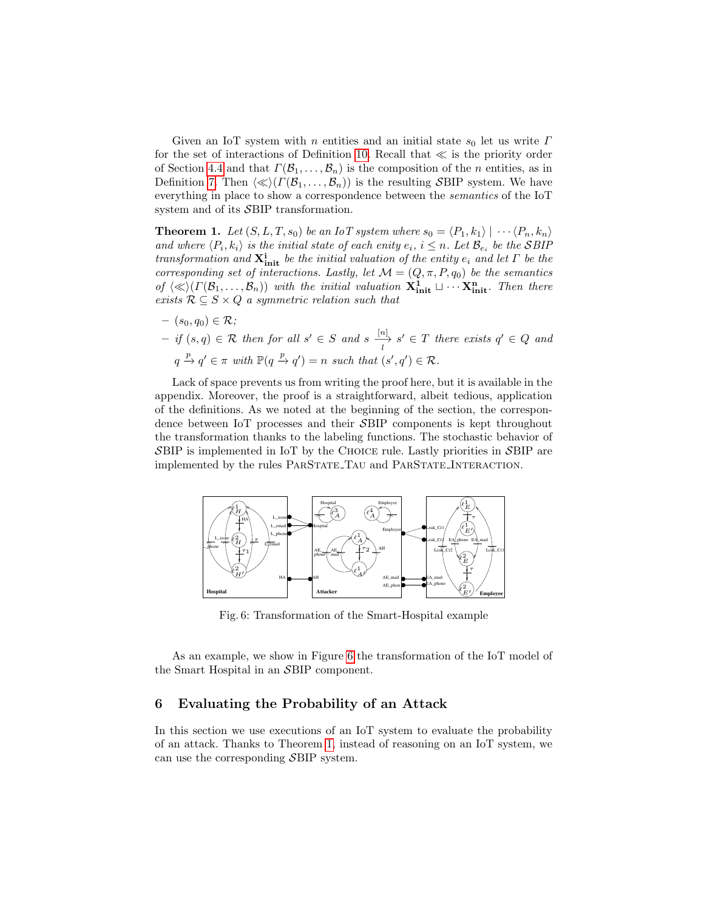Given an IoT system with $n$ entities and an initial state $s_0$ let us write $\Gamma$ for the set of interactions of Definition 10. Recall that $\ll$ is the priority order of Section 4.4 and that $\Gamma(\mathcal{B}_1, \dots, \mathcal{B}_n)$ is the composition of the $n$ entities, as in Definition 7. Then $\langle\ll\rangle(\Gamma(\mathcal{B}_1, \dots, \mathcal{B}_n))$ is the resulting $\mathcal{S}$BIP system. We have everything in place to show a correspondence between the *semantics* of the IoT system and of its $\mathcal{S}$BIP transformation.

**Theorem 1.** *Let $(S, L, T, s_0)$ be an IoT system where $s_0 = \langle P_1, k_1\rangle \mid \cdots \langle P_n, k_n\rangle$ and where $\langle P_i, k_i\rangle$ is the initial state of each enity $e_i$, $i \leq n$. Let $\mathcal{B}_{e_i}$ be the $\mathcal{S}$BIP transformation and $\mathbf{X^i_{init}}$ be the initial valuation of the entity $e_i$ and let $\Gamma$ be the corresponding set of interactions. Lastly, let $\mathcal{M} = (Q, \pi, P, q_0)$ be the semantics of $\langle\ll\rangle(\Gamma(\mathcal{B}_1, \dots, \mathcal{B}_n))$ with the initial valuation $\mathbf{X^1_{init}} \sqcup \cdots \mathbf{X^n_{init}}$. Then there exists $\mathcal{R} \subseteq S \times Q$ a symmetric relation such that*

- $(s_0, q_0) \in \mathcal{R}$;
- *if $(s, q) \in \mathcal{R}$ then for all $s' \in S$ and $s \xrightarrow[l]{[n]} s' \in T$ there exists $q' \in Q$ and $q \xrightarrow{p} q' \in \pi$ with $\mathbb{P}(q \xrightarrow{p} q') = n$ such that $(s', q') \in \mathcal{R}$.*

Lack of space prevents us from writing the proof here, but it is available in the appendix. Moreover, the proof is a straightforward, albeit tedious, application of the definitions. As we noted at the beginning of the section, the correspondence between IoT processes and their $\mathcal{S}$BIP components is kept throughout the transformation thanks to the labeling functions. The stochastic behavior of $\mathcal{S}$BIP is implemented in IoT by the Choice rule. Lastly priorities in $\mathcal{S}$BIP are implemented by the rules ParState_Tau and ParState_Interaction.

Fig. 6: Transformation of the Smart-Hospital example

As an example, we show in Figure 6 the transformation of the IoT model of the Smart Hospital in an $\mathcal{S}$BIP component.

## 6 Evaluating the Probability of an Attack

In this section we use executions of an IoT system to evaluate the probability of an attack. Thanks to Theorem 1, instead of reasoning on an IoT system, we can use the corresponding $\mathcal{S}$BIP system.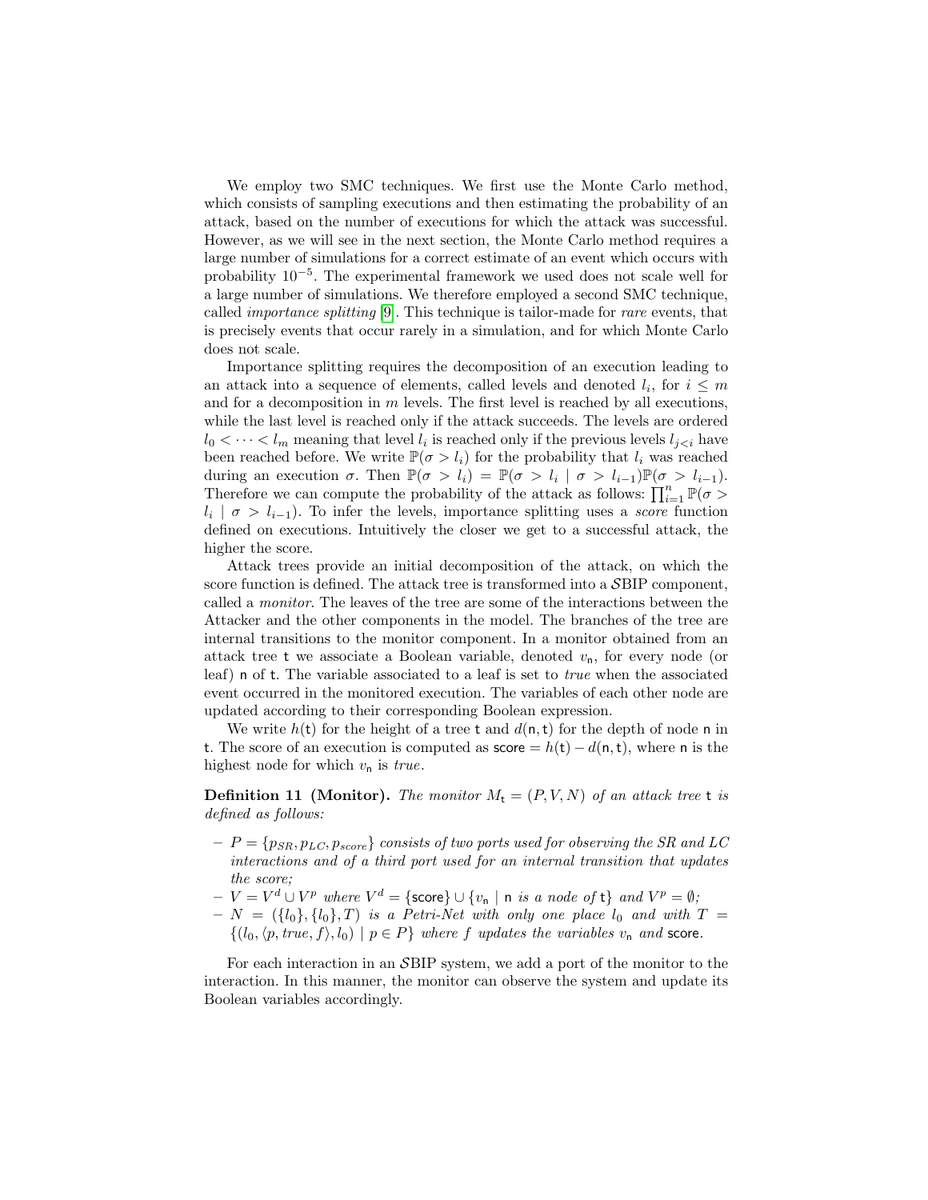We employ two SMC techniques. We first use the Monte Carlo method, which consists of sampling executions and then estimating the probability of an attack, based on the number of executions for which the attack was successful. However, as we will see in the next section, the Monte Carlo method requires a large number of simulations for a correct estimate of an event which occurs with probability $10^{-5}$. The experimental framework we used does not scale well for a large number of simulations. We therefore employed a second SMC technique, called *importance splitting* [9]. This technique is tailor-made for *rare* events, that is precisely events that occur rarely in a simulation, and for which Monte Carlo does not scale.

Importance splitting requires the decomposition of an execution leading to an attack into a sequence of elements, called levels and denoted $l_i$, for $i \leq m$ and for a decomposition in $m$ levels. The first level is reached by all executions, while the last level is reached only if the attack succeeds. The levels are ordered $l_0 < \cdots < l_m$ meaning that level $l_i$ is reached only if the previous levels $l_{j<i}$ have been reached before. We write $\mathbb{P}(\sigma > l_i)$ for the probability that $l_i$ was reached during an execution $\sigma$. Then $\mathbb{P}(\sigma > l_i) = \mathbb{P}(\sigma > l_i \mid \sigma > l_{i-1})\mathbb{P}(\sigma > l_{i-1})$. Therefore we can compute the probability of the attack as follows: $\prod_{i=1}^{n} \mathbb{P}(\sigma > l_i \mid \sigma > l_{i-1})$. To infer the levels, importance splitting uses a *score* function defined on executions. Intuitively the closer we get to a successful attack, the higher the score.

Attack trees provide an initial decomposition of the attack, on which the score function is defined. The attack tree is transformed into a $\mathcal{S}$BIP component, called a *monitor*. The leaves of the tree are some of the interactions between the Attacker and the other components in the model. The branches of the tree are internal transitions to the monitor component. In a monitor obtained from an attack tree $\mathsf{t}$ we associate a Boolean variable, denoted $v_{\mathsf{n}}$, for every node (or leaf) $\mathsf{n}$ of $\mathsf{t}$. The variable associated to a leaf is set to *true* when the associated event occurred in the monitored execution. The variables of each other node are updated according to their corresponding Boolean expression.

We write $h(\mathsf{t})$ for the height of a tree $\mathsf{t}$ and $d(\mathsf{n}, \mathsf{t})$ for the depth of node $\mathsf{n}$ in $\mathsf{t}$. The score of an execution is computed as $\mathsf{score} = h(\mathsf{t}) - d(\mathsf{n}, \mathsf{t})$, where $\mathsf{n}$ is the highest node for which $v_{\mathsf{n}}$ is *true*.

**Definition 11 (Monitor).** *The monitor $M_{\mathsf{t}} = (P, V, N)$ of an attack tree $\mathsf{t}$ is defined as follows:*

- *$P = \{p_{SR}, p_{LC}, p_{score}\}$ consists of two ports used for observing the SR and LC interactions and of a third port used for an internal transition that updates the score;*
- *$V = V^d \cup V^p$ where $V^d = \{\mathsf{score}\} \cup \{v_{\mathsf{n}} \mid \mathsf{n}$ is a node of $\mathsf{t}\}$ and $V^p = \emptyset$;*
- *$N = (\{l_0\}, \{l_0\}, T)$ is a Petri-Net with only one place $l_0$ and with $T = \{(l_0, \langle p, true, f\rangle, l_0) \mid p \in P\}$ where $f$ updates the variables $v_{\mathsf{n}}$ and $\mathsf{score}$.*

For each interaction in an $\mathcal{S}$BIP system, we add a port of the monitor to the interaction. In this manner, the monitor can observe the system and update its Boolean variables accordingly.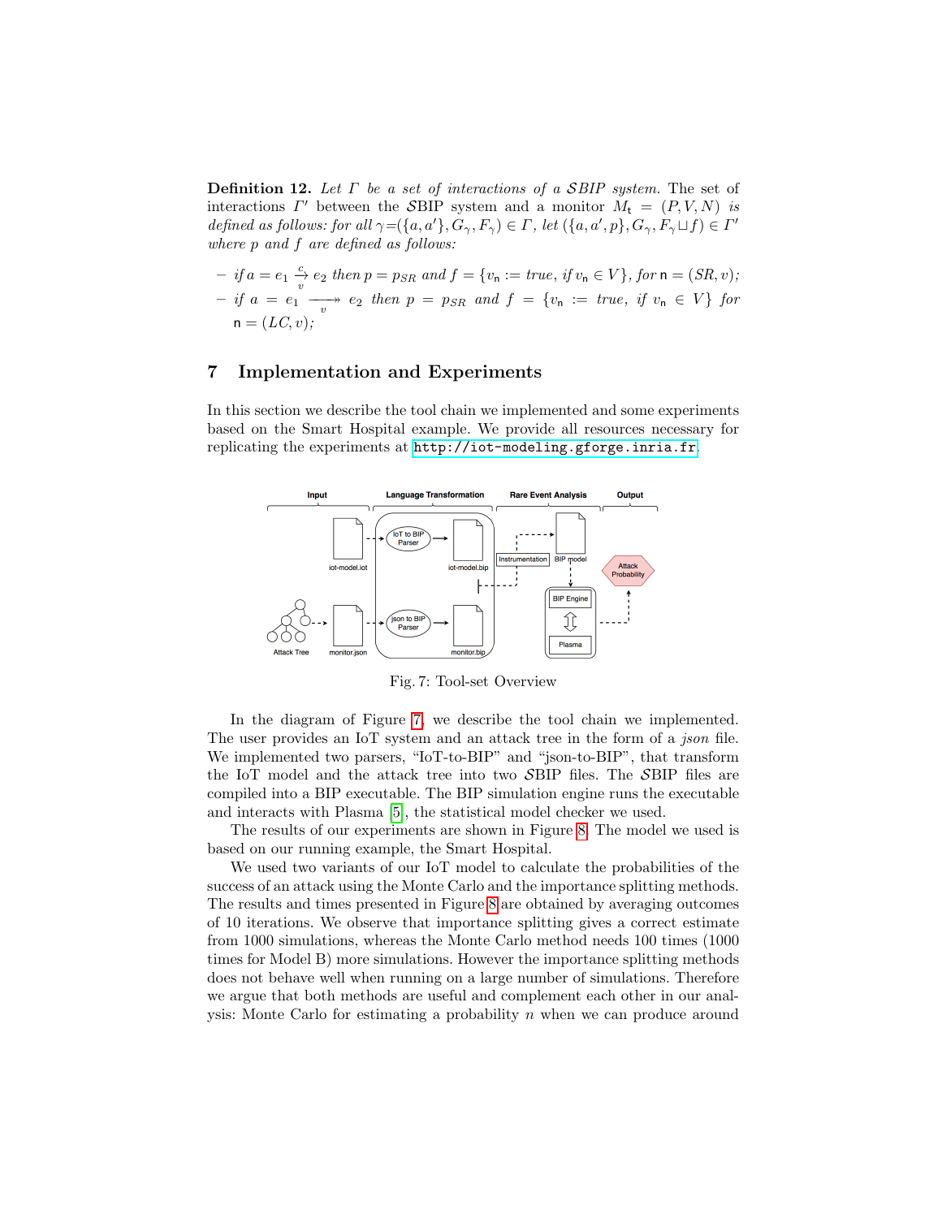**Definition 12.** *Let $\Gamma$ be a set of interactions of a $\mathcal{S}$BIP system.* The set of interactions $\Gamma'$ between the $\mathcal{S}$BIP system and a monitor $M_{\mathsf{t}} = (P, V, N)$ *is defined as follows: for all* $\gamma = (\{a, a'\}, G_\gamma, F_\gamma) \in \Gamma$*, let* $(\{a, a', p\}, G_\gamma, F_\gamma \sqcup f) \in \Gamma'$ *where $p$ and $f$ are defined as follows:*

- *if* $a = e_1 \xrightarrow[v]{c} e_2$ *then* $p = p_{SR}$ *and* $f = \{v_{\mathsf{n}} := true,$ *if* $v_{\mathsf{n}} \in V\}$*, for* $\mathsf{n} = (SR, v)$*;*
- *if* $a = e_1 \xrightarrow[v]{} e_2$ *then* $p = p_{SR}$ *and* $f = \{v_{\mathsf{n}} := true,$ *if* $v_{\mathsf{n}} \in V\}$ *for* $\mathsf{n} = (LC, v)$*;*

## 7 Implementation and Experiments

In this section we describe the tool chain we implemented and some experiments based on the Smart Hospital example. We provide all resources necessary for replicating the experiments at http://iot-modeling.gforge.inria.fr.

Fig. 7: Tool-set Overview

In the diagram of Figure 7, we describe the tool chain we implemented. The user provides an IoT system and an attack tree in the form of a *json* file. We implemented two parsers, "IoT-to-BIP" and "json-to-BIP", that transform the IoT model and the attack tree into two $\mathcal{S}$BIP files. The $\mathcal{S}$BIP files are compiled into a BIP executable. The BIP simulation engine runs the executable and interacts with Plasma [5], the statistical model checker we used.

The results of our experiments are shown in Figure 8. The model we used is based on our running example, the Smart Hospital.

We used two variants of our IoT model to calculate the probabilities of the success of an attack using the Monte Carlo and the importance splitting methods. The results and times presented in Figure 8 are obtained by averaging outcomes of 10 iterations. We observe that importance splitting gives a correct estimate from 1000 simulations, whereas the Monte Carlo method needs 100 times (1000 times for Model B) more simulations. However the importance splitting methods does not behave well when running on a large number of simulations. Therefore we argue that both methods are useful and complement each other in our analysis: Monte Carlo for estimating a probability $n$ when we can produce around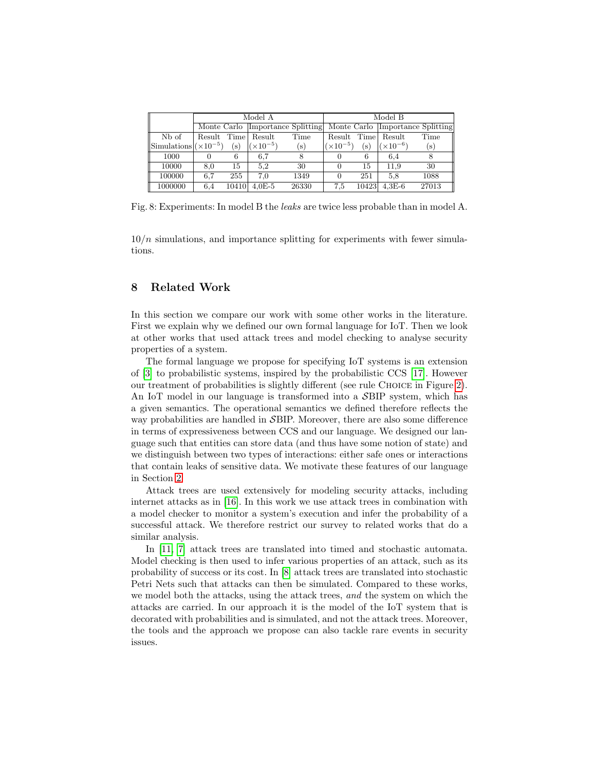| | Model A | | | | Model B | | | |
|---|---|---|---|---|---|---|---|---|
| | Monte Carlo | | Importance Splitting | | Monte Carlo | | Importance Splitting | |
| Nb of Simulations | Result ($\times 10^{-5}$) | Time (s) | Result ($\times 10^{-5}$) | Time (s) | Result ($\times 10^{-5}$) | Time (s) | Result ($\times 10^{-6}$) | Time (s) |
| 1000 | 0 | 6 | 6,7 | 8 | 0 | 6 | 6,4 | 8 |
| 10000 | 8,0 | 15 | 5,2 | 30 | 0 | 15 | 11,9 | 30 |
| 100000 | 6,7 | 255 | 7,0 | 1349 | 0 | 251 | 5,8 | 1088 |
| 1000000 | 6,4 | 10410 | 4,0E-5 | 26330 | 7,5 | 10423 | 4,3E-6 | 27013 |

Fig. 8: Experiments: In model B the *leaks* are twice less probable than in model A.

$10/n$ simulations, and importance splitting for experiments with fewer simulations.

## 8 Related Work

In this section we compare our work with some other works in the literature. First we explain why we defined our own formal language for IoT. Then we look at other works that used attack trees and model checking to analyse security properties of a system.

The formal language we propose for specifying IoT systems is an extension of [3] to probabilistic systems, inspired by the probabilistic CCS [17]. However our treatment of probabilities is slightly different (see rule Choice in Figure 2). An IoT model in our language is transformed into a $\mathcal{S}$BIP system, which has a given semantics. The operational semantics we defined therefore reflects the way probabilities are handled in $\mathcal{S}$BIP. Moreover, there are also some difference in terms of expressiveness between CCS and our language. We designed our language such that entities can store data (and thus have some notion of state) and we distinguish between two types of interactions: either safe ones or interactions that contain leaks of sensitive data. We motivate these features of our language in Section 2.

Attack trees are used extensively for modeling security attacks, including internet attacks as in [16]. In this work we use attack trees in combination with a model checker to monitor a system's execution and infer the probability of a successful attack. We therefore restrict our survey to related works that do a similar analysis.

In [11, 7] attack trees are translated into timed and stochastic automata. Model checking is then used to infer various properties of an attack, such as its probability of success or its cost. In [8] attack trees are translated into stochastic Petri Nets such that attacks can then be simulated. Compared to these works, we model both the attacks, using the attack trees, *and* the system on which the attacks are carried. In our approach it is the model of the IoT system that is decorated with probabilities and is simulated, and not the attack trees. Moreover, the tools and the approach we propose can also tackle rare events in security issues.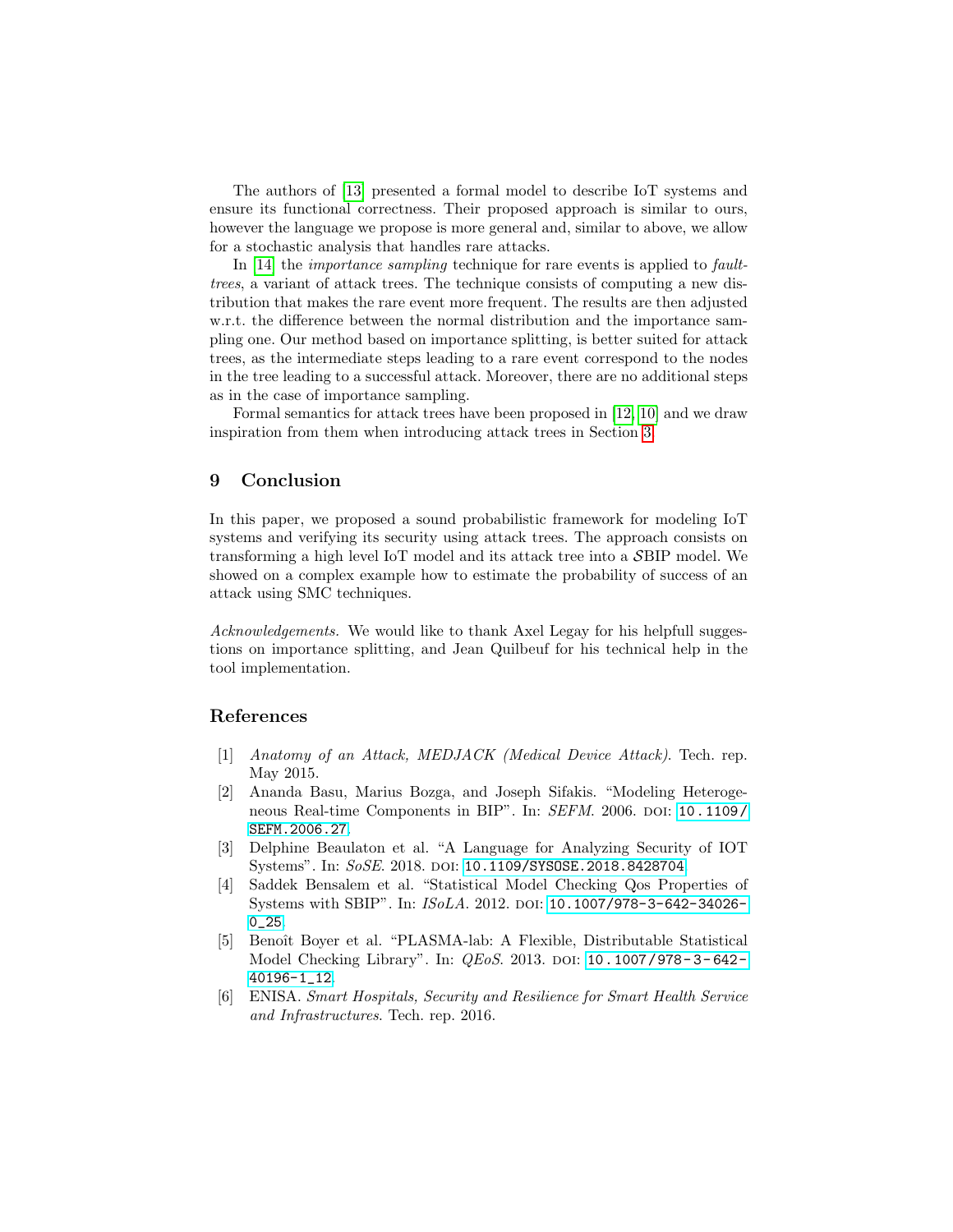The authors of [13] presented a formal model to describe IoT systems and ensure its functional correctness. Their proposed approach is similar to ours, however the language we propose is more general and, similar to above, we allow for a stochastic analysis that handles rare attacks.

In [14] the *importance sampling* technique for rare events is applied to *fault-trees*, a variant of attack trees. The technique consists of computing a new distribution that makes the rare event more frequent. The results are then adjusted w.r.t. the difference between the normal distribution and the importance sampling one. Our method based on importance splitting, is better suited for attack trees, as the intermediate steps leading to a rare event correspond to the nodes in the tree leading to a successful attack. Moreover, there are no additional steps as in the case of importance sampling.

Formal semantics for attack trees have been proposed in [12, 10] and we draw inspiration from them when introducing attack trees in Section 3.

## 9 Conclusion

In this paper, we proposed a sound probabilistic framework for modeling IoT systems and verifying its security using attack trees. The approach consists on transforming a high level IoT model and its attack tree into a $\mathcal{S}$BIP model. We showed on a complex example how to estimate the probability of success of an attack using SMC techniques.

*Acknowledgements.* We would like to thank Axel Legay for his helpfull suggestions on importance splitting, and Jean Quilbeuf for his technical help in the tool implementation.

## References

- [1] *Anatomy of an Attack, MEDJACK (Medical Device Attack)*. Tech. rep. May 2015.
- [2] Ananda Basu, Marius Bozga, and Joseph Sifakis. "Modeling Heterogeneous Real-time Components in BIP". In: *SEFM*. 2006. DOI: 10.1109/SEFM.2006.27.
- [3] Delphine Beaulaton et al. "A Language for Analyzing Security of IOT Systems". In: *SoSE*. 2018. DOI: 10.1109/SYSOSE.2018.8428704.
- [4] Saddek Bensalem et al. "Statistical Model Checking Qos Properties of Systems with SBIP". In: *ISoLA*. 2012. DOI: 10.1007/978-3-642-34026-0_25.
- [5] Benoît Boyer et al. "PLASMA-lab: A Flexible, Distributable Statistical Model Checking Library". In: *QEoS*. 2013. DOI: 10.1007/978-3-642-40196-1_12.
- [6] ENISA. *Smart Hospitals, Security and Resilience for Smart Health Service and Infrastructures.* Tech. rep. 2016.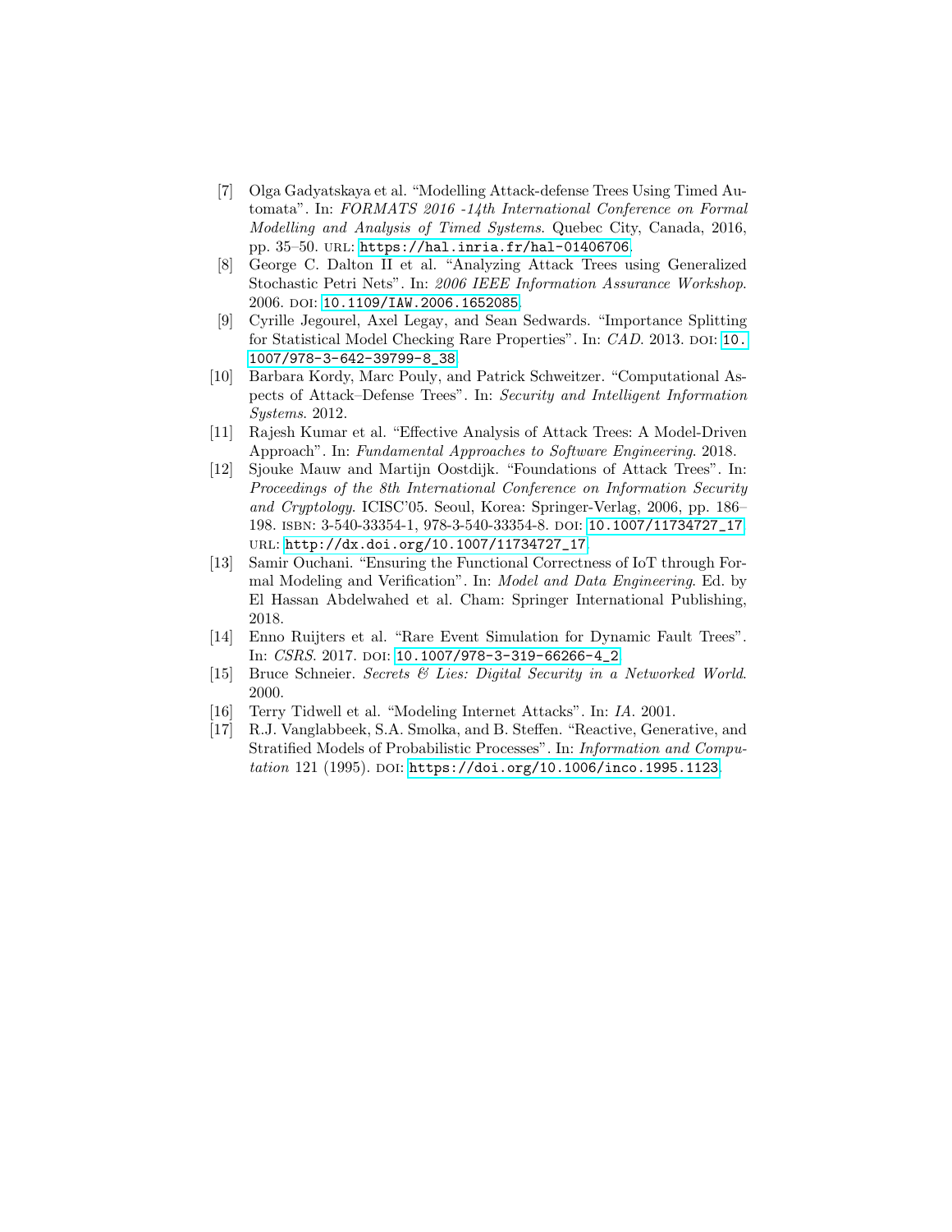[7] Olga Gadyatskaya et al. "Modelling Attack-defense Trees Using Timed Automata". In: *FORMATS 2016 -14th International Conference on Formal Modelling and Analysis of Timed Systems*. Quebec City, Canada, 2016, pp. 35–50. URL: https://hal.inria.fr/hal-01406706.

[8] George C. Dalton II et al. "Analyzing Attack Trees using Generalized Stochastic Petri Nets". In: *2006 IEEE Information Assurance Workshop*. 2006. DOI: 10.1109/IAW.2006.1652085.

[9] Cyrille Jegourel, Axel Legay, and Sean Sedwards. "Importance Splitting for Statistical Model Checking Rare Properties". In: *CAD*. 2013. DOI: 10.1007/978-3-642-39799-8_38.

[10] Barbara Kordy, Marc Pouly, and Patrick Schweitzer. "Computational Aspects of Attack–Defense Trees". In: *Security and Intelligent Information Systems*. 2012.

[11] Rajesh Kumar et al. "Effective Analysis of Attack Trees: A Model-Driven Approach". In: *Fundamental Approaches to Software Engineering*. 2018.

[12] Sjouke Mauw and Martijn Oostdijk. "Foundations of Attack Trees". In: *Proceedings of the 8th International Conference on Information Security and Cryptology*. ICISC'05. Seoul, Korea: Springer-Verlag, 2006, pp. 186–198. ISBN: 3-540-33354-1, 978-3-540-33354-8. DOI: 10.1007/11734727_17. URL: http://dx.doi.org/10.1007/11734727_17.

[13] Samir Ouchani. "Ensuring the Functional Correctness of IoT through Formal Modeling and Verification". In: *Model and Data Engineering*. Ed. by El Hassan Abdelwahed et al. Cham: Springer International Publishing, 2018.

[14] Enno Ruijters et al. "Rare Event Simulation for Dynamic Fault Trees". In: *CSRS*. 2017. DOI: 10.1007/978-3-319-66266-4_2.

[15] Bruce Schneier. *Secrets & Lies: Digital Security in a Networked World*. 2000.

[16] Terry Tidwell et al. "Modeling Internet Attacks". In: *IA*. 2001.

[17] R.J. Vanglabbeek, S.A. Smolka, and B. Steffen. "Reactive, Generative, and Stratified Models of Probabilistic Processes". In: *Information and Computation* 121 (1995). DOI: https://doi.org/10.1006/inco.1995.1123.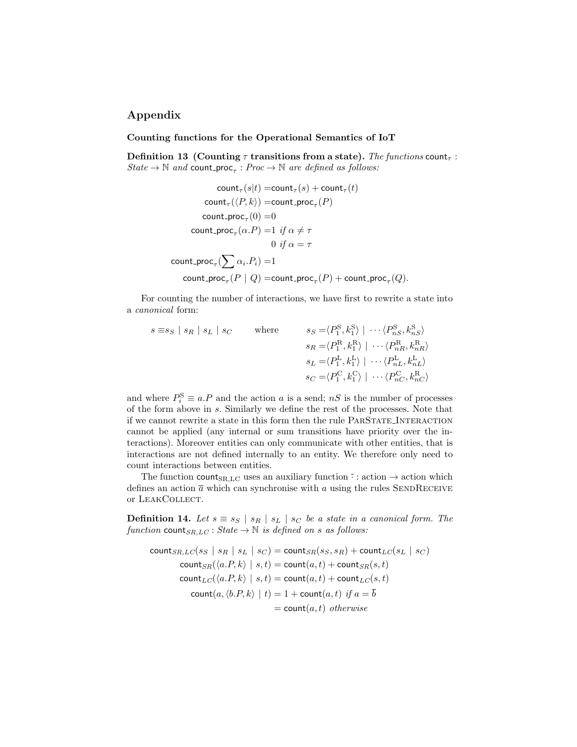## Appendix

### Counting functions for the Operational Semantics of IoT

**Definition 13 (Counting $\tau$ transitions from a state).** *The functions* $\mathsf{count}_\tau : State \rightarrow \mathbb{N}$ *and* $\mathsf{count\_proc}_\tau : Proc \rightarrow \mathbb{N}$ *are defined as follows:*

$$
\begin{aligned}
\mathsf{count}_\tau(s|t) =& \mathsf{count}_\tau(s) + \mathsf{count}_\tau(t)\\
\mathsf{count}_\tau(\langle P, k\rangle) =& \mathsf{count\_proc}_\tau(P)\\
\mathsf{count\_proc}_\tau(0) =& 0\\
\mathsf{count\_proc}_\tau(\alpha.P) =& 1 \text{ if } \alpha \neq \tau\\
& 0 \text{ if } \alpha = \tau\\
\mathsf{count\_proc}_\tau(\sum \alpha_i.P_i) =& 1\\
\mathsf{count\_proc}_\tau(P \mid Q) =& \mathsf{count\_proc}_\tau(P) + \mathsf{count\_proc}_\tau(Q).
\end{aligned}
$$

For counting the number of interactions, we have first to rewrite a state into a *canonical* form:

$$
s \equiv s_S \mid s_R \mid s_L \mid s_C \qquad \text{where} \qquad
\begin{aligned}
s_S =& \langle P^{\mathrm{S}}_1, k^{\mathrm{S}}_1\rangle \mid \cdots \langle P^{\mathrm{S}}_{nS}, k^{\mathrm{S}}_{nS}\rangle\\
s_R =& \langle P^{\mathrm{R}}_1, k^{\mathrm{R}}_1\rangle \mid \cdots \langle P^{\mathrm{R}}_{nR}, k^{\mathrm{R}}_{nR}\rangle\\
s_L =& \langle P^{\mathrm{L}}_1, k^{\mathrm{L}}_1\rangle \mid \cdots \langle P^{\mathrm{L}}_{nL}, k^{\mathrm{L}}_{nL}\rangle\\
s_C =& \langle P^{\mathrm{C}}_1, k^{\mathrm{C}}_1\rangle \mid \cdots \langle P^{\mathrm{C}}_{nC}, k^{\mathrm{R}}_{nC}\rangle
\end{aligned}
$$

and where $P^{\mathrm{S}}_i \equiv a.P$ and the action $a$ is a send; $nS$ is the number of processes of the form above in $s$. Similarly we define the rest of the processes. Note that if we cannot rewrite a state in this form then the rule ParState_Interaction cannot be applied (any internal or sum transitions have priority over the interactions). Moreover entities can only communicate with other entities, that is interactions are not defined internally to an entity. We therefore only need to count interactions between entities.

The function $\mathsf{count}_{\mathrm{SR,LC}}$ uses an auxiliary function $\bar{\cdot}$ : action $\rightarrow$ action which defines an action $\overline{a}$ which can synchronise with $a$ using the rules SendReceive or LeakCollect.

**Definition 14.** *Let* $s \equiv s_S \mid s_R \mid s_L \mid s_C$ *be a state in a canonical form. The function* $\mathsf{count}_{SR,LC} : State \rightarrow \mathbb{N}$ *is defined on* $s$ *as follows:*

$$
\begin{aligned}
\mathsf{count}_{SR,LC}(s_S \mid s_R \mid s_L \mid s_C) &= \mathsf{count}_{SR}(s_S, s_R) + \mathsf{count}_{LC}(s_L \mid s_C)\\
\mathsf{count}_{SR}(\langle a.P, k\rangle \mid s, t) &= \mathsf{count}(a, t) + \mathsf{count}_{SR}(s, t)\\
\mathsf{count}_{LC}(\langle a.P, k\rangle \mid s, t) &= \mathsf{count}(a, t) + \mathsf{count}_{LC}(s, t)\\
\mathsf{count}(a, \langle b.P, k\rangle \mid t) &= 1 + \mathsf{count}(a, t) \text{ if } a = \overline{b}\\
&= \mathsf{count}(a, t) \text{ otherwise}
\end{aligned}
$$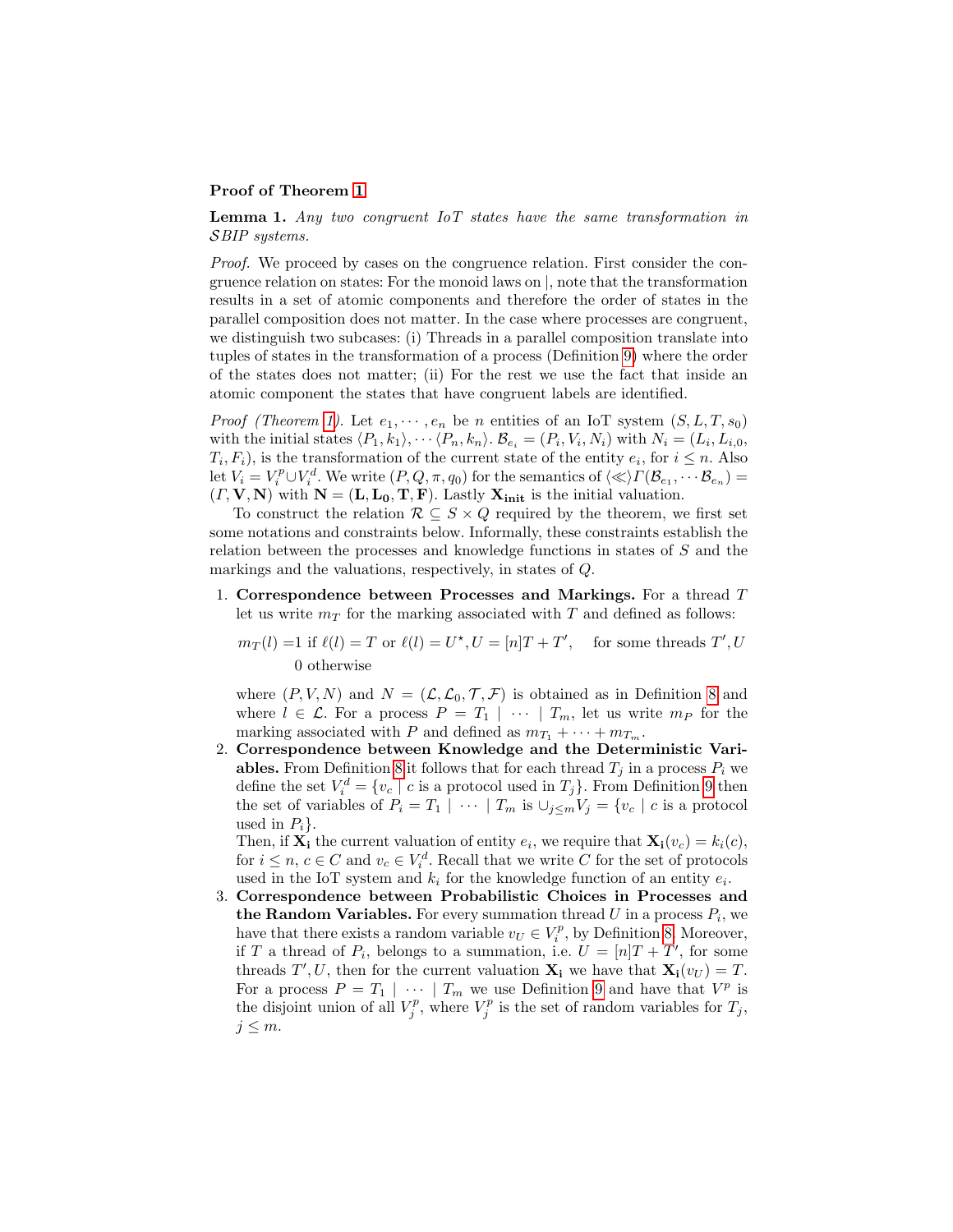**Proof of Theorem 1**

**Lemma 1.** *Any two congruent IoT states have the same transformation in $\mathcal{S}$BIP systems.*

*Proof.* We proceed by cases on the congruence relation. First consider the congruence relation on states: For the monoid laws on |, note that the transformation results in a set of atomic components and therefore the order of states in the parallel composition does not matter. In the case where processes are congruent, we distinguish two subcases: (i) Threads in a parallel composition translate into tuples of states in the transformation of a process (Definition 9) where the order of the states does not matter; (ii) For the rest we use the fact that inside an atomic component the states that have congruent labels are identified.

*Proof (Theorem 1).* Let $e_1, \cdots, e_n$ be $n$ entities of an IoT system $(S, L, T, s_0)$ with the initial states $\langle P_1, k_1 \rangle, \cdots \langle P_n, k_n \rangle$. $\mathcal{B}_{e_i} = (P_i, V_i, N_i)$ with $N_i = (L_i, L_{i,0}, T_i, F_i)$, is the transformation of the current state of the entity $e_i$, for $i \leq n$. Also let $V_i = V_i^p \cup V_i^d$. We write $(P, Q, \pi, q_0)$ for the semantics of $\langle\ll\rangle\Gamma(\mathcal{B}_{e_1}, \cdots \mathcal{B}_{e_n}) = (\Gamma, \mathbf{V}, \mathbf{N})$ with $\mathbf{N} = (\mathbf{L}, \mathbf{L_0}, \mathbf{T}, \mathbf{F})$. Lastly $\mathbf{X_{init}}$ is the initial valuation.

To construct the relation $\mathcal{R} \subseteq S \times Q$ required by the theorem, we first set some notations and constraints below. Informally, these constraints establish the relation between the processes and knowledge functions in states of $S$ and the markings and the valuations, respectively, in states of $Q$.

1. **Correspondence between Processes and Markings.** For a thread $T$ let us write $m_T$ for the marking associated with $T$ and defined as follows:

   $$m_T(l) = 1 \text{ if } \ell(l) = T \text{ or } \ell(l) = U^\star, U = [n]T + T', \quad \text{for some threads } T', U$$
   $$0 \text{ otherwise}$$

   where $(P, V, N)$ and $N = (\mathcal{L}, \mathcal{L}_0, \mathcal{T}, \mathcal{F})$ is obtained as in Definition 8 and where $l \in \mathcal{L}$. For a process $P = T_1 \mid \cdots \mid T_m$, let us write $m_P$ for the marking associated with $P$ and defined as $m_{T_1} + \cdots + m_{T_m}$.

2. **Correspondence between Knowledge and the Deterministic Variables.** From Definition 8 it follows that for each thread $T_j$ in a process $P_i$ we define the set $V_i^d = \{v_c \mid c \text{ is a protocol used in } T_j\}$. From Definition 9 then the set of variables of $P_i = T_1 \mid \cdots \mid T_m$ is $\cup_{j \leq m} V_j = \{v_c \mid c \text{ is a protocol used in } P_i\}$.
   Then, if $\mathbf{X_i}$ the current valuation of entity $e_i$, we require that $\mathbf{X_i}(v_c) = k_i(c)$, for $i \leq n$, $c \in C$ and $v_c \in V_i^d$. Recall that we write $C$ for the set of protocols used in the IoT system and $k_i$ for the knowledge function of an entity $e_i$.

3. **Correspondence between Probabilistic Choices in Processes and the Random Variables.** For every summation thread $U$ in a process $P_i$, we have that there exists a random variable $v_U \in V_i^p$, by Definition 8. Moreover, if $T$ a thread of $P_i$, belongs to a summation, i.e. $U = [n]T + T'$, for some threads $T', U$, then for the current valuation $\mathbf{X_i}$ we have that $\mathbf{X_i}(v_U) = T$. For a process $P = T_1 \mid \cdots \mid T_m$ we use Definition 9 and have that $V^p$ is the disjoint union of all $V_j^p$, where $V_j^p$ is the set of random variables for $T_j$, $j \leq m$.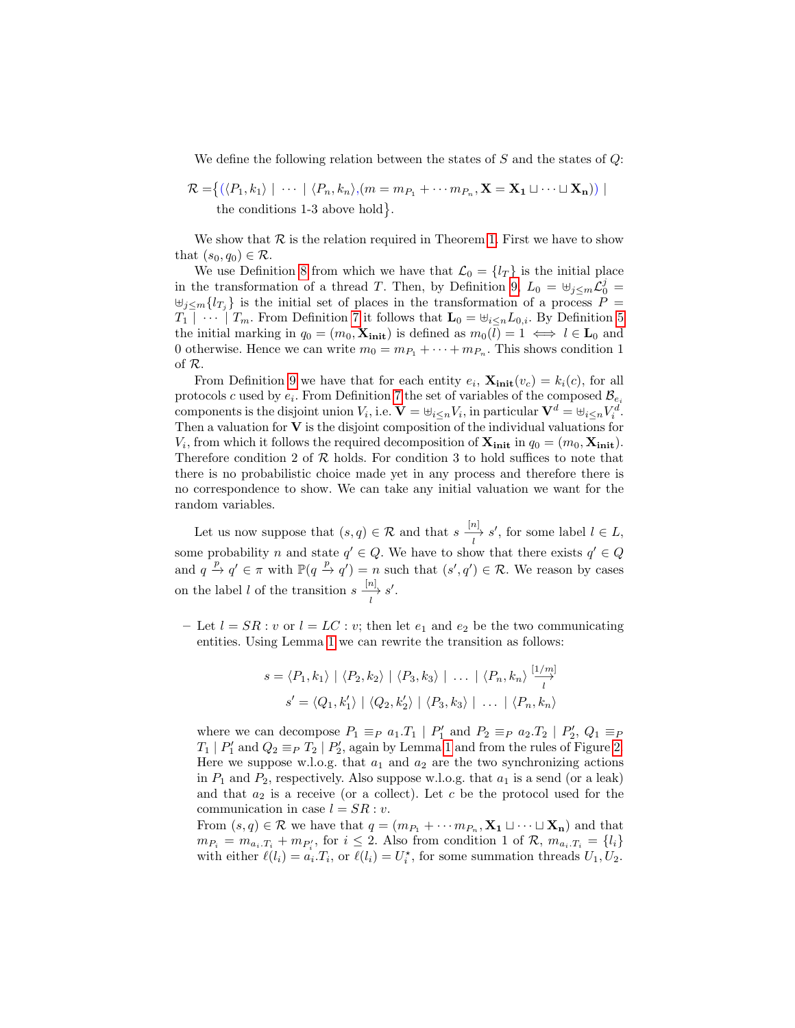We define the following relation between the states of $S$ and the states of $Q$:

$$\mathcal{R} = \big\{ (\langle P_1, k_1\rangle \mid \cdots \mid \langle P_n, k_n\rangle, (m = m_{P_1} + \cdots m_{P_n}, \mathbf{X} = \mathbf{X_1} \sqcup \cdots \sqcup \mathbf{X_n})) \mid \\ \text{the conditions 1-3 above hold} \big\}.$$

We show that $\mathcal{R}$ is the relation required in Theorem 1. First we have to show that $(s_0, q_0) \in \mathcal{R}$.

We use Definition 8 from which we have that $\mathcal{L}_0 = \{l_T\}$ is the initial place in the transformation of a thread $T$. Then, by Definition 9, $L_0 = \uplus_{j\leq m}\mathcal{L}_0^j = \uplus_{j\leq m}\{l_{T_j}\}$ is the initial set of places in the transformation of a process $P = T_1 \mid \cdots \mid T_m$. From Definition 7 it follows that $\mathbf{L_0} = \uplus_{i\leq n} L_{0,i}$. By Definition 5 the initial marking in $q_0 = (m_0, \mathbf{X_{init}})$ is defined as $m_0(l) = 1 \iff l \in \mathbf{L_0}$ and 0 otherwise. Hence we can write $m_0 = m_{P_1} + \cdots + m_{P_n}$. This shows condition 1 of $\mathcal{R}$.

From Definition 9 we have that for each entity $e_i$, $\mathbf{X_{init}}(v_c) = k_i(c)$, for all protocols $c$ used by $e_i$. From Definition 7 the set of variables of the composed $\mathcal{B}_{e_i}$ components is the disjoint union $V_i$, i.e. $\mathbf{V} = \uplus_{i\leq n} V_i$, in particular $\mathbf{V}^d = \uplus_{i\leq n} V_i^d$. Then a valuation for $\mathbf{V}$ is the disjoint composition of the individual valuations for $V_i$, from which it follows the required decomposition of $\mathbf{X_{init}}$ in $q_0 = (m_0, \mathbf{X_{init}})$. Therefore condition 2 of $\mathcal{R}$ holds. For condition 3 to hold suffices to note that there is no probabilistic choice made yet in any process and therefore there is no correspondence to show. We can take any initial valuation we want for the random variables.

Let us now suppose that $(s, q) \in \mathcal{R}$ and that $s \xrightarrow[l]{[n]} s'$, for some label $l \in L$, some probability $n$ and state $q' \in Q$. We have to show that there exists $q' \in Q$ and $q \xrightarrow{p} q' \in \pi$ with $\mathbb{P}(q \xrightarrow{p} q') = n$ such that $(s', q') \in \mathcal{R}$. We reason by cases on the label $l$ of the transition $s \xrightarrow[l]{[n]} s'$.

– Let $l = SR : v$ or $l = LC : v$; then let $e_1$ and $e_2$ be the two communicating entities. Using Lemma 1 we can rewrite the transition as follows:

$$s = \langle P_1, k_1\rangle \mid \langle P_2, k_2\rangle \mid \langle P_3, k_3\rangle \mid \ \ldots\ \mid \langle P_n, k_n\rangle \xrightarrow[l]{[1/m]}$$
$$s' = \langle Q_1, k_1'\rangle \mid \langle Q_2, k_2'\rangle \mid \langle P_3, k_3\rangle \mid \ \ldots\ \mid \langle P_n, k_n\rangle$$

where we can decompose $P_1 \equiv_P a_1.T_1 \mid P_1'$ and $P_2 \equiv_P a_2.T_2 \mid P_2'$, $Q_1 \equiv_P T_1 \mid P_1'$ and $Q_2 \equiv_P T_2 \mid P_2'$, again by Lemma 1 and from the rules of Figure 2. Here we suppose w.l.o.g. that $a_1$ and $a_2$ are the two synchronizing actions in $P_1$ and $P_2$, respectively. Also suppose w.l.o.g. that $a_1$ is a send (or a leak) and that $a_2$ is a receive (or a collect). Let $c$ be the protocol used for the communication in case $l = SR : v$.

From $(s, q) \in \mathcal{R}$ we have that $q = (m_{P_1} + \cdots m_{P_n}, \mathbf{X_1} \sqcup \cdots \sqcup \mathbf{X_n})$ and that $m_{P_i} = m_{a_i.T_i} + m_{P_i'}$, for $i \leq 2$. Also from condition 1 of $\mathcal{R}$, $m_{a_i.T_i} = \{l_i\}$ with either $\ell(l_i) = a_i.T_i$, or $\ell(l_i) = U_i^\star$, for some summation threads $U_1, U_2$.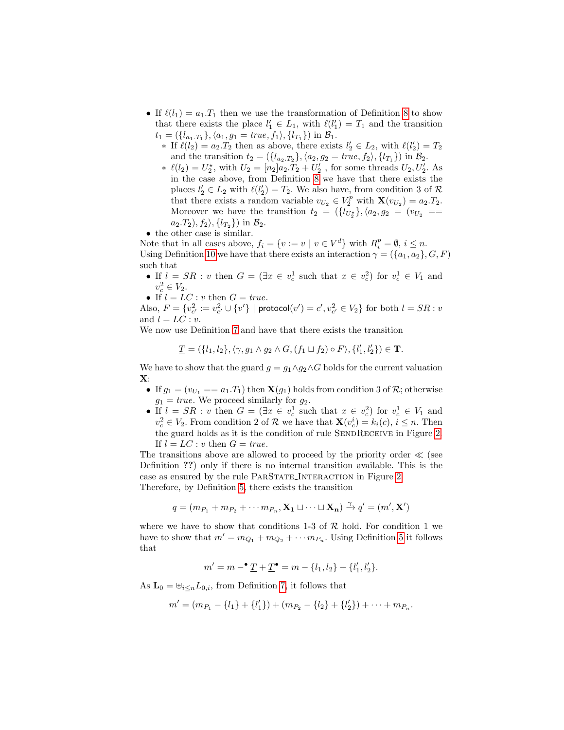- If $\ell(l_1) = a_1.T_1$ then we use the transformation of Definition 8 to show that there exists the place $l_1' \in L_1$, with $\ell(l_1') = T_1$ and the transition $t_1 = (\{l_{a_1.T_1}\}, \langle a_1, g_1 = true, f_1\rangle, \{l_{T_1}\})$ in $\mathcal{B}_1$.
  - If $\ell(l_2) = a_2.T_2$ then as above, there exists $l_2' \in L_2$, with $\ell(l_2') = T_2$ and the transition $t_2 = (\{l_{a_2.T_2}\}, \langle a_2, g_2 = true, f_2\rangle, \{l_{T_1}\})$ in $\mathcal{B}_2$.
  - $\ell(l_2) = U_2^\star$, with $U_2 = [n_2]a_2.T_2 + U_2'$ , for some threads $U_2, U_2'$. As in the case above, from Definition 8 we have that there exists the places $l_2' \in L_2$ with $\ell(l_2') = T_2$. We also have, from condition 3 of $\mathcal{R}$ that there exists a random variable $v_{U_2} \in V_2^p$ with $\mathbf{X}(v_{U_2}) = a_2.T_2$. Moreover we have the transition $t_2 = (\{l_{U_2^\star}\}, \langle a_2, g_2 = (v_{U_2} == a_2.T_2), f_2\rangle, \{l_{T_2}\})$ in $\mathcal{B}_2$.
- the other case is similar.

Note that in all cases above, $f_i = \{v := v \mid v \in V^d\}$ with $R_i^p = \emptyset$, $i \leq n$.
Using Definition 10 we have that there exists an interaction $\gamma = (\{a_1, a_2\}, G, F)$ such that

- If $l = SR : v$ then $G = (\exists x \in v_c^1$ such that $x \in v_c^2)$ for $v_c^1 \in V_1$ and $v_c^2 \in V_2$.
- If $l = LC : v$ then $G = true$.

Also, $F = \{v_{c'}^2 := v_{c'}^2 \cup \{v'\} \mid \mathsf{protocol}(v') = c', v_{c'}^2 \in V_2\}$ for both $l = SR : v$ and $l = LC : v$.
We now use Definition 7 and have that there exists the transition

$$\underline{T} = (\{l_1, l_2\}, \langle \gamma, g_1 \wedge g_2 \wedge G, (f_1 \sqcup f_2) \circ F\rangle, \{l_1', l_2'\}) \in \mathbf{T}.$$

We have to show that the guard $g = g_1 \wedge g_2 \wedge G$ holds for the current valuation $\mathbf{X}$:

- If $g_1 = (v_{U_1} == a_1.T_1)$ then $\mathbf{X}(g_1)$ holds from condition 3 of $\mathcal{R}$; otherwise $g_1 = true$. We proceed similarly for $g_2$.
- If $l = SR : v$ then $G = (\exists x \in v_c^1$ such that $x \in v_c^2)$ for $v_c^1 \in V_1$ and $v_c^2 \in V_2$. From condition 2 of $\mathcal{R}$ we have that $\mathbf{X}(v_c^i) = k_i(c)$, $i \leq n$. Then the guard holds as it is the condition of rule SendReceive in Figure 2. If $l = LC : v$ then $G = true$.

The transitions above are allowed to proceed by the priority order $\ll$ (see Definition **??**) only if there is no internal transition available. This is the case as ensured by the rule ParState_Interaction in Figure 2.
Therefore, by Definition 5, there exists the transition

$$q = (m_{P_1} + m_{P_2} + \cdots m_{P_n}, \mathbf{X_1} \sqcup \cdots \sqcup \mathbf{X_n}) \xrightarrow{\gamma} q' = (m', \mathbf{X}')$$

where we have to show that conditions 1-3 of $\mathcal{R}$ hold. For condition 1 we have to show that $m' = m_{Q_1} + m_{Q_2} + \cdots m_{P_n}$. Using Definition 5 it follows that

$$m' = m - ^\bullet\underline{T} + \underline{T}^\bullet = m - \{l_1, l_2\} + \{l_1', l_2'\}.$$

As $\mathbf{L}_0 = \uplus_{i \leq n} L_{0,i}$, from Definition 7, it follows that

$$m' = (m_{P_1} - \{l_1\} + \{l_1'\}) + (m_{P_2} - \{l_2\} + \{l_2'\}) + \cdots + m_{P_n}.$$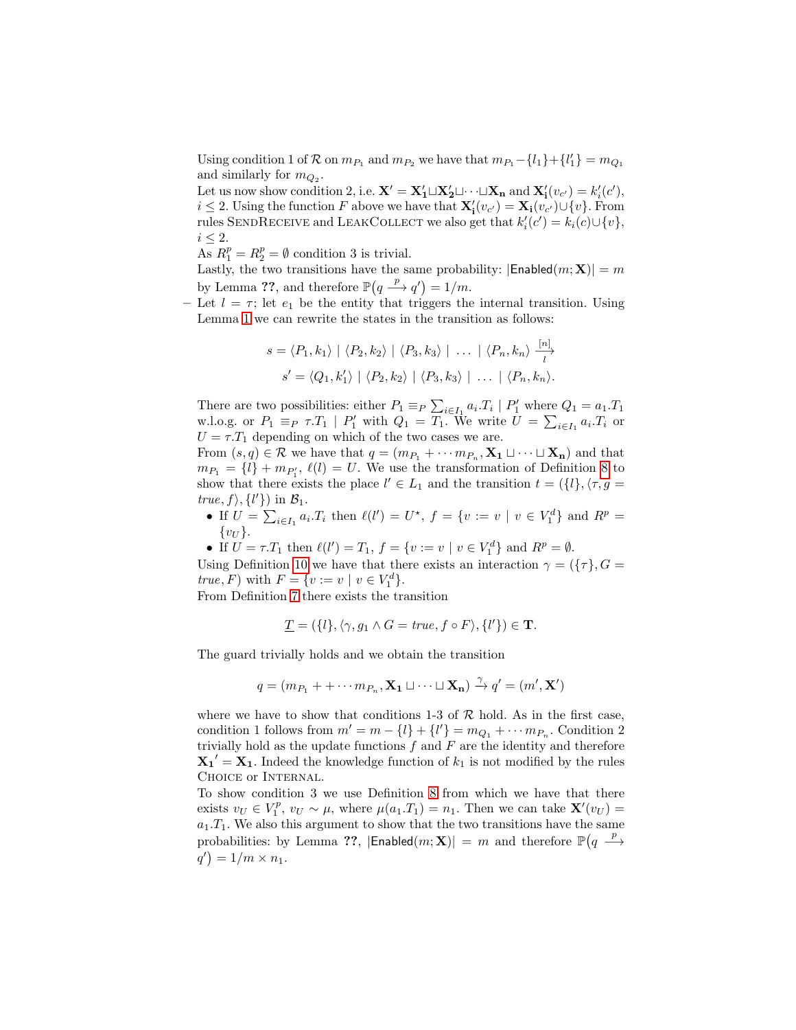Using condition 1 of $\mathcal{R}$ on $m_{P_1}$ and $m_{P_2}$ we have that $m_{P_1} - \{l_1\} + \{l'_1\} = m_{Q_1}$ and similarly for $m_{Q_2}$.
Let us now show condition 2, i.e. $\mathbf{X}' = \mathbf{X_1'} \sqcup \mathbf{X_2'} \sqcup \cdots \sqcup \mathbf{X_n}$ and $\mathbf{X_i'}(v_{c'}) = k'_i(c')$, $i \leq 2$. Using the function $F$ above we have that $\mathbf{X_i'}(v_{c'}) = \mathbf{X_i}(v_{c'}) \cup \{v\}$. From rules SendReceive and LeakCollect we also get that $k'_i(c') = k_i(c) \cup \{v\}$, $i \leq 2$.
As $R_1^p = R_2^p = \emptyset$ condition 3 is trivial.
Lastly, the two transitions have the same probability: $|\mathsf{Enabled}(m; \mathbf{X})| = m$ by Lemma **??**, and therefore $\mathbb{P}(q \xrightarrow{p} q') = 1/m$.

– Let $l = \tau$; let $e_1$ be the entity that triggers the internal transition. Using Lemma 1 we can rewrite the states in the transition as follows:

$$s = \langle P_1, k_1 \rangle \mid \langle P_2, k_2 \rangle \mid \langle P_3, k_3 \rangle \mid \ \ldots \ \mid \langle P_n, k_n \rangle \xrightarrow[l]{[n]}$$
$$s' = \langle Q_1, k'_1 \rangle \mid \langle P_2, k_2 \rangle \mid \langle P_3, k_3 \rangle \mid \ \ldots \ \mid \langle P_n, k_n \rangle.$$

There are two possibilities: either $P_1 \equiv_P \sum_{i \in I_1} a_i.T_i \mid P'_1$ where $Q_1 = a_1.T_1$ w.l.o.g. or $P_1 \equiv_P \tau.T_1 \mid P'_1$ with $Q_1 = T_1$. We write $U = \sum_{i \in I_1} a_i.T_i$ or $U = \tau.T_1$ depending on which of the two cases we are.
From $(s, q) \in \mathcal{R}$ we have that $q = (m_{P_1} + \cdots m_{P_n}, \mathbf{X_1} \sqcup \cdots \sqcup \mathbf{X_n})$ and that $m_{P_1} = \{l\} + m_{P'_1}$, $\ell(l) = U$. We use the transformation of Definition 8 to show that there exists the place $l' \in L_1$ and the transition $t = (\{l\}, \langle \tau, g = \mathit{true}, f \rangle, \{l'\})$ in $\mathcal{B}_1$.

- If $U = \sum_{i \in I_1} a_i.T_i$ then $\ell(l') = U^\star$, $f = \{v := v \mid v \in V_1^d\}$ and $R^p = \{v_U\}$.
- If $U = \tau.T_1$ then $\ell(l') = T_1$, $f = \{v := v \mid v \in V_1^d\}$ and $R^p = \emptyset$.

Using Definition 10 we have that there exists an interaction $\gamma = (\{\tau\}, G = \mathit{true}, F)$ with $F = \{v := v \mid v \in V_1^d\}$.
From Definition 7 there exists the transition

$$\underline{T} = (\{l\}, \langle \gamma, g_1 \wedge G = \mathit{true}, f \circ F \rangle, \{l'\}) \in \mathbf{T}.$$

The guard trivially holds and we obtain the transition

$$q = (m_{P_1} + + \cdots m_{P_n}, \mathbf{X_1} \sqcup \cdots \sqcup \mathbf{X_n}) \xrightarrow{\gamma} q' = (m', \mathbf{X}')$$

where we have to show that conditions 1-3 of $\mathcal{R}$ hold. As in the first case, condition 1 follows from $m' = m - \{l\} + \{l'\} = m_{Q_1} + \cdots m_{P_n}$. Condition 2 trivially hold as the update functions $f$ and $F$ are the identity and therefore $\mathbf{X_1}' = \mathbf{X_1}$. Indeed the knowledge function of $k_1$ is not modified by the rules Choice or Internal.
To show condition 3 we use Definition 8 from which we have that there exists $v_U \in V_1^p$, $v_U \sim \mu$, where $\mu(a_1.T_1) = n_1$. Then we can take $\mathbf{X}'(v_U) = a_1.T_1$. We also this argument to show that the two transitions have the same probabilities: by Lemma **??**, $|\mathsf{Enabled}(m; \mathbf{X})| = m$ and therefore $\mathbb{P}(q \xrightarrow{p} q') = 1/m \times n_1$.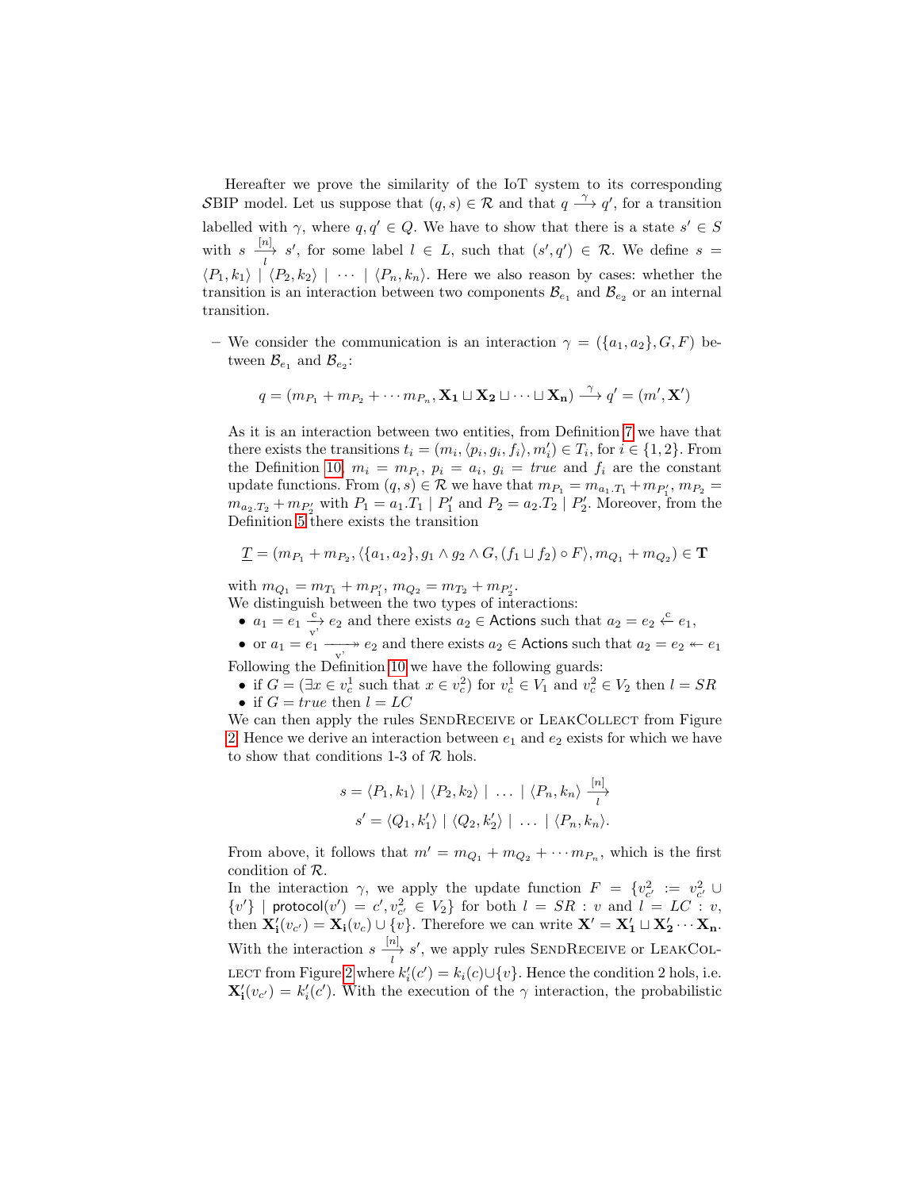Hereafter we prove the similarity of the IoT system to its corresponding $\mathcal{S}$BIP model. Let us suppose that $(q, s) \in \mathcal{R}$ and that $q \xrightarrow{\gamma} q'$, for a transition labelled with $\gamma$, where $q, q' \in Q$. We have to show that there is a state $s' \in S$ with $s \xrightarrow[l]{[n]} s'$, for some label $l \in L$, such that $(s', q') \in \mathcal{R}$. We define $s = \langle P_1, k_1 \rangle \mid \langle P_2, k_2 \rangle \mid \cdots \mid \langle P_n, k_n \rangle$. Here we also reason by cases: whether the transition is an interaction between two components $\mathcal{B}_{e_1}$ and $\mathcal{B}_{e_2}$ or an internal transition.

– We consider the communication is an interaction $\gamma = (\{a_1, a_2\}, G, F)$ between $\mathcal{B}_{e_1}$ and $\mathcal{B}_{e_2}$:

$$q = (m_{P_1} + m_{P_2} + \cdots m_{P_n}, \mathbf{X_1} \sqcup \mathbf{X_2} \sqcup \cdots \sqcup \mathbf{X_n}) \xrightarrow{\gamma} q' = (m', \mathbf{X}')$$

As it is an interaction between two entities, from Definition 7 we have that there exists the transitions $t_i = (m_i, \langle p_i, g_i, f_i \rangle, m'_i) \in T_i$, for $i \in \{1, 2\}$. From the Definition 10, $m_i = m_{P_i}$, $p_i = a_i$, $g_i = true$ and $f_i$ are the constant update functions. From $(q, s) \in \mathcal{R}$ we have that $m_{P_1} = m_{a_1.T_1} + m_{P'_1}$, $m_{P_2} = m_{a_2.T_2} + m_{P'_2}$ with $P_1 = a_1.T_1 \mid P'_1$ and $P_2 = a_2.T_2 \mid P'_2$. Moreover, from the Definition 5 there exists the transition

$$\underline{T} = (m_{P_1} + m_{P_2}, \langle \{a_1, a_2\}, g_1 \wedge g_2 \wedge G, (f_1 \sqcup f_2) \circ F \rangle, m_{Q_1} + m_{Q_2}) \in \mathbf{T}$$

with $m_{Q_1} = m_{T_1} + m_{P'_1}$, $m_{Q_2} = m_{T_2} + m_{P'_2}$.
We distinguish between the two types of interactions:
- $a_1 = e_1 \xrightarrow[v']{c} e_2$ and there exists $a_2 \in$ Actions such that $a_2 = e_2 \xleftarrow{c} e_1$,
- or $a_1 = e_1 \xrightarrow[v']{} \!\!\!\!\!\rightarrow e_2$ and there exists $a_2 \in$ Actions such that $a_2 = e_2 \twoheadleftarrow e_1$

Following the Definition 10 we have the following guards:
- if $G = (\exists x \in v_c^1$ such that $x \in v_c^2)$ for $v_c^1 \in V_1$ and $v_c^2 \in V_2$ then $l = SR$
- if $G = true$ then $l = LC$

We can then apply the rules SendReceive or LeakCollect from Figure 2. Hence we derive an interaction between $e_1$ and $e_2$ exists for which we have to show that conditions 1-3 of $\mathcal{R}$ hols.

$$s = \langle P_1, k_1 \rangle \mid \langle P_2, k_2 \rangle \mid \ldots \mid \langle P_n, k_n \rangle \xrightarrow[l]{[n]}$$
$$s' = \langle Q_1, k'_1 \rangle \mid \langle Q_2, k'_2 \rangle \mid \ldots \mid \langle P_n, k_n \rangle.$$

From above, it follows that $m' = m_{Q_1} + m_{Q_2} + \cdots m_{P_n}$, which is the first condition of $\mathcal{R}$.
In the interaction $\gamma$, we apply the update function $F = \{v_{c'}^2 := v_{c'}^2 \cup \{v'\} \mid \mathsf{protocol}(v') = c', v_{c'}^2 \in V_2\}$ for both $l = SR : v$ and $l = LC : v$, then $\mathbf{X'_i}(v_{c'}) = \mathbf{X_i}(v_c) \cup \{v\}$. Therefore we can write $\mathbf{X}' = \mathbf{X'_1} \sqcup \mathbf{X'_2} \cdots \mathbf{X_n}$. With the interaction $s \xrightarrow[l]{[n]} s'$, we apply rules SendReceive or LeakCollect from Figure 2 where $k'_i(c') = k_i(c) \cup \{v\}$. Hence the condition 2 hols, i.e. $\mathbf{X'_i}(v_{c'}) = k'_i(c')$. With the execution of the $\gamma$ interaction, the probabilistic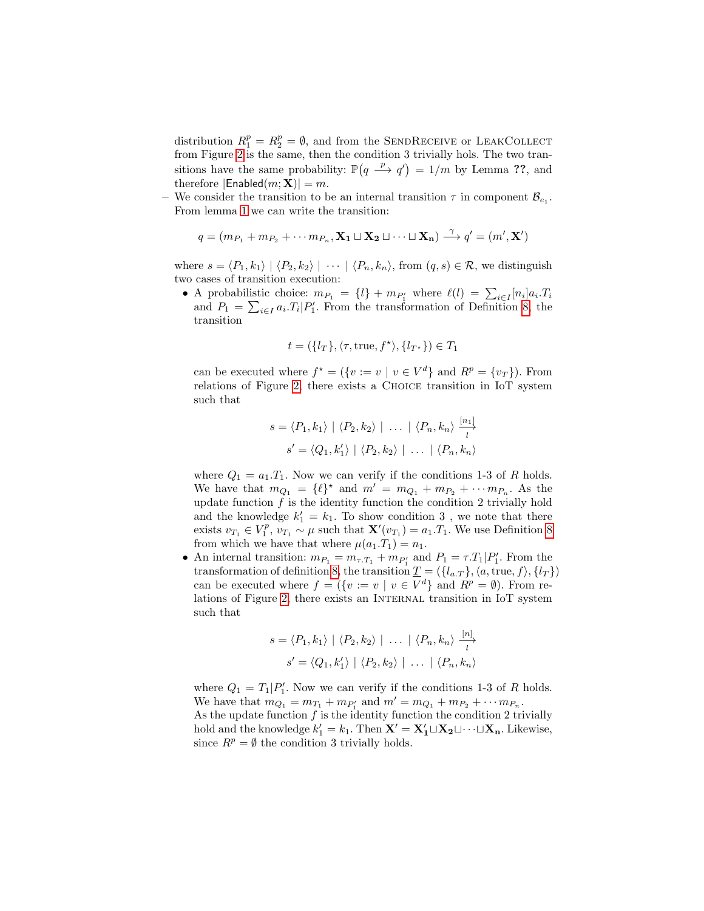distribution $R_1^p = R_2^p = \emptyset$, and from the SendReceive or LeakCollect from Figure 2 is the same, then the condition 3 trivially hols. The two transitions have the same probability: $\mathbb{P}\big(q \xrightarrow{p} q'\big) = 1/m$ by Lemma ??, and therefore $|\mathsf{Enabled}(m; \mathbf{X})| = m$.

– We consider the transition to be an internal transition $\tau$ in component $\mathcal{B}_{e_1}$. From lemma 1 we can write the transition:

$$q = (m_{P_1} + m_{P_2} + \cdots m_{P_n}, \mathbf{X_1} \sqcup \mathbf{X_2} \sqcup \cdots \sqcup \mathbf{X_n}) \xrightarrow{\gamma} q' = (m', \mathbf{X}')$$

where $s = \langle P_1, k_1 \rangle \mid \langle P_2, k_2 \rangle \mid \cdots \mid \langle P_n, k_n \rangle$, from $(q, s) \in \mathcal{R}$, we distinguish two cases of transition execution:

- A probabilistic choice: $m_{P_1} = \{l\} + m_{P_1'}$ where $\ell(l) = \sum_{i \in I} [n_i] a_i.T_i$ and $P_1 = \sum_{i \in I} a_i.T_i | P_1'$. From the transformation of Definition 8, the transition

$$t = (\{l_T\}, \langle \tau, \text{true}, f^\star \rangle, \{l_{T^\star}\}) \in T_1$$

can be executed where $f^\star = (\{v := v \mid v \in V^d\}$ and $R^p = \{v_T\})$. From relations of Figure 2, there exists a Choice transition in IoT system such that

$$s = \langle P_1, k_1 \rangle \mid \langle P_2, k_2 \rangle \mid \ \ldots \ \mid \langle P_n, k_n \rangle \xrightarrow[l]{[n_1]}$$
$$s' = \langle Q_1, k_1' \rangle \mid \langle P_2, k_2 \rangle \mid \ \ldots \ \mid \langle P_n, k_n \rangle$$

where $Q_1 = a_1.T_1$. Now we can verify if the conditions 1-3 of $R$ holds. We have that $m_{Q_1} = \{\ell\}^\star$ and $m' = m_{Q_1} + m_{P_2} + \cdots m_{P_n}$. As the update function $f$ is the identity function the condition 2 trivially hold and the knowledge $k_1' = k_1$. To show condition 3 , we note that there exists $v_{T_1} \in V_1^p$, $v_{T_1} \sim \mu$ such that $\mathbf{X}'(v_{T_1}) = a_1.T_1$. We use Definition 8 from which we have that where $\mu(a_1.T_1) = n_1$.

- An internal transition: $m_{P_1} = m_{\tau.T_1} + m_{P_1'}$ and $P_1 = \tau.T_1 | P_1'$. From the transformation of definition 8, the transition $\underline{T} = (\{l_{a.T}\}, \langle a, \text{true}, f \rangle, \{l_T\})$ can be executed where $f = (\{v := v \mid v \in V^d\}$ and $R^p = \emptyset)$. From relations of Figure 2, there exists an Internal transition in IoT system such that

$$s = \langle P_1, k_1 \rangle \mid \langle P_2, k_2 \rangle \mid \ \ldots \ \mid \langle P_n, k_n \rangle \xrightarrow[l]{[n]}$$
$$s' = \langle Q_1, k_1' \rangle \mid \langle P_2, k_2 \rangle \mid \ \ldots \ \mid \langle P_n, k_n \rangle$$

where $Q_1 = T_1 | P_1'$. Now we can verify if the conditions 1-3 of $R$ holds. We have that $m_{Q_1} = m_{T_1} + m_{P_1'}$ and $m' = m_{Q_1} + m_{P_2} + \cdots m_{P_n}$.
As the update function $f$ is the identity function the condition 2 trivially hold and the knowledge $k_1' = k_1$. Then $\mathbf{X}' = \mathbf{X_1'} \sqcup \mathbf{X_2} \sqcup \cdots \sqcup \mathbf{X_n}$. Likewise, since $R^p = \emptyset$ the condition 3 trivially holds.